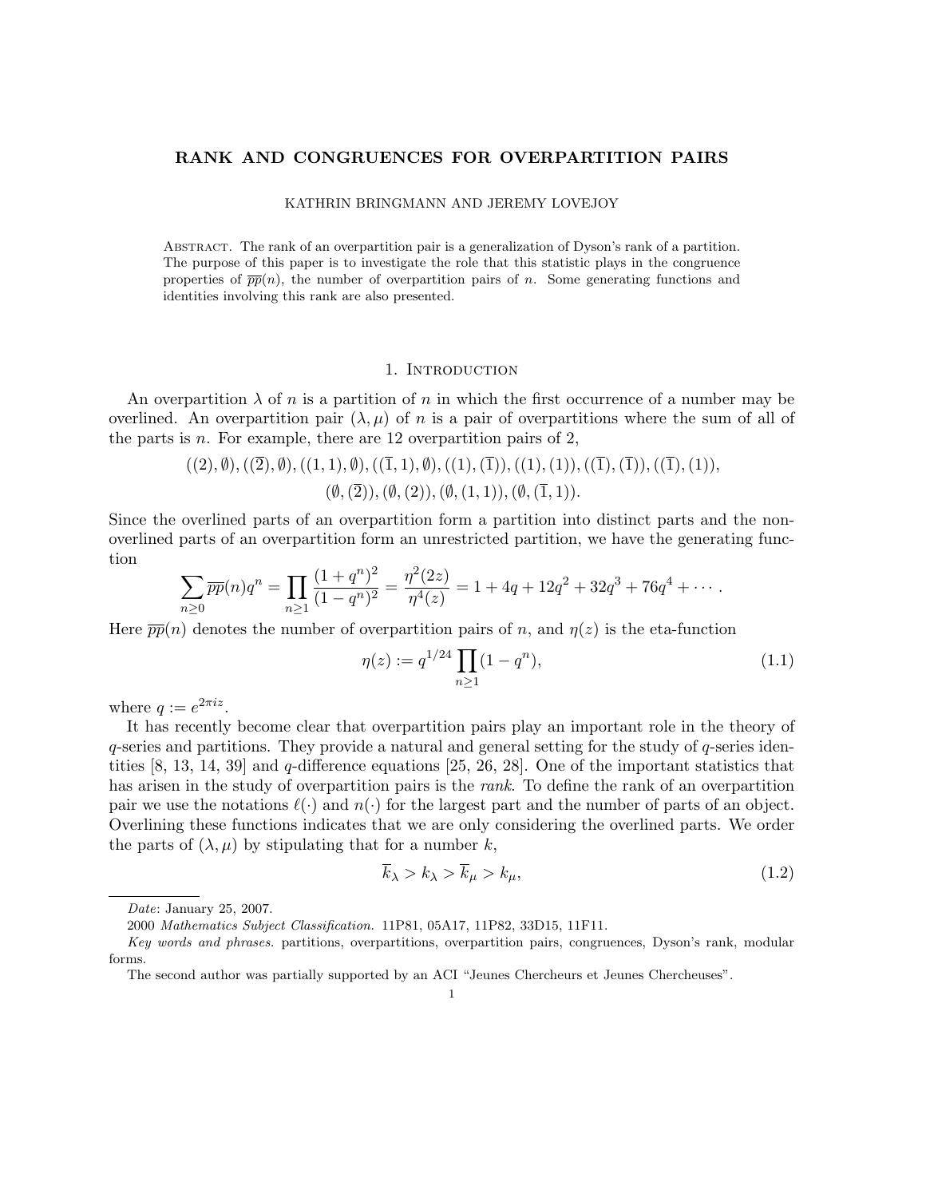# RANK AND CONGRUENCES FOR OVERPARTITION PAIRS

KATHRIN BRINGMANN AND JEREMY LOVEJOY

Abstract. The rank of an overpartition pair is a generalization of Dyson's rank of a partition. The purpose of this paper is to investigate the role that this statistic plays in the congruence properties of $\overline{pp}(n)$, the number of overpartition pairs of $n$. Some generating functions and identities involving this rank are also presented.

## 1. Introduction

An overpartition $\lambda$ of $n$ is a partition of $n$ in which the first occurrence of a number may be overlined. An overpartition pair $(\lambda, \mu)$ of $n$ is a pair of overpartitions where the sum of all of the parts is $n$. For example, there are 12 overpartition pairs of 2,

$$((2), \emptyset), ((\overline{2}), \emptyset), ((1,1), \emptyset), ((\overline{1}, 1), \emptyset), ((1), (\overline{1})), ((1), (1)), ((\overline{1}), (\overline{1})), ((\overline{1}), (1)),$$
$$(\emptyset, (\overline{2})), (\emptyset, (2)), (\emptyset, (1,1)), (\emptyset, (\overline{1}, 1)).$$

Since the overlined parts of an overpartition form a partition into distinct parts and the non-overlined parts of an overpartition form an unrestricted partition, we have the generating function

$$\sum_{n \geq 0} \overline{pp}(n) q^n = \prod_{n \geq 1} \frac{(1+q^n)^2}{(1-q^n)^2} = \frac{\eta^2(2z)}{\eta^4(z)} = 1 + 4q + 12q^2 + 32q^3 + 76q^4 + \cdots .$$

Here $\overline{pp}(n)$ denotes the number of overpartition pairs of $n$, and $\eta(z)$ is the eta-function

$$\eta(z) := q^{1/24} \prod_{n \geq 1} (1 - q^n), \tag{1.1}$$

where $q := e^{2\pi i z}$.

It has recently become clear that overpartition pairs play an important role in the theory of $q$-series and partitions. They provide a natural and general setting for the study of $q$-series identities [8, 13, 14, 39] and $q$-difference equations [25, 26, 28]. One of the important statistics that has arisen in the study of overpartition pairs is the *rank*. To define the rank of an overpartition pair we use the notations $\ell(\cdot)$ and $n(\cdot)$ for the largest part and the number of parts of an object. Overlining these functions indicates that we are only considering the overlined parts. We order the parts of $(\lambda, \mu)$ by stipulating that for a number $k$,

$$\overline{k}_\lambda > k_\lambda > \overline{k}_\mu > k_\mu, \tag{1.2}$$

---

*Date*: January 25, 2007.

2000 *Mathematics Subject Classification.* 11P81, 05A17, 11P82, 33D15, 11F11.

*Key words and phrases.* partitions, overpartitions, overpartition pairs, congruences, Dyson's rank, modular forms.

The second author was partially supported by an ACI "Jeunes Chercheurs et Jeunes Chercheuses".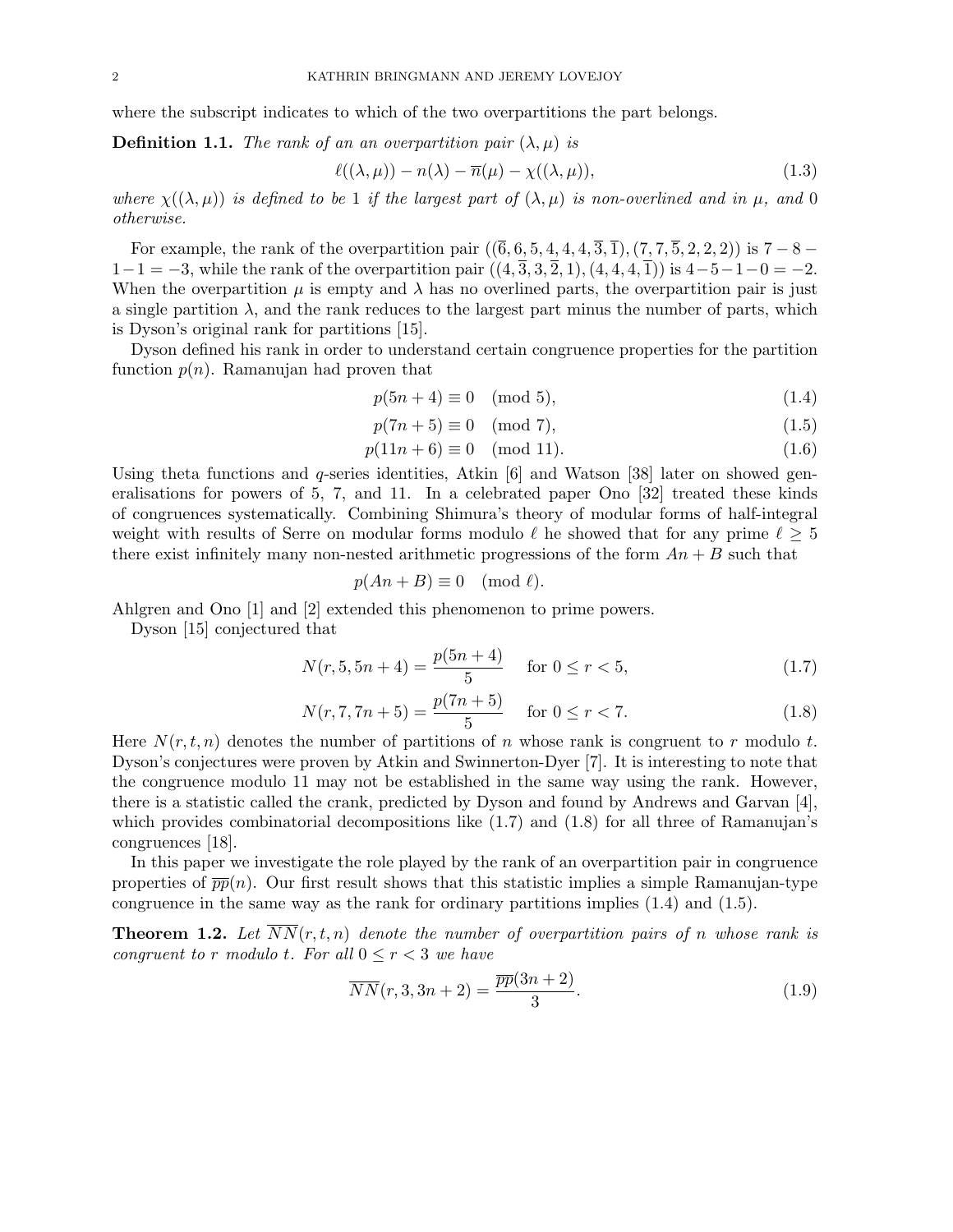where the subscript indicates to which of the two overpartitions the part belongs.

**Definition 1.1.** *The rank of an an overpartition pair $(\lambda, \mu)$ is*

$$\ell((\lambda, \mu)) - n(\lambda) - \overline{n}(\mu) - \chi((\lambda, \mu)), \tag{1.3}$$

*where $\chi((\lambda, \mu))$ is defined to be 1 if the largest part of $(\lambda, \mu)$ is non-overlined and in $\mu$, and 0 otherwise.*

For example, the rank of the overpartition pair $((\overline{6}, 6, 5, 4, 4, 4, \overline{3}, \overline{1}), (7, 7, \overline{5}, 2, 2, 2))$ is $7 - 8 - 1 - 1 = -3$, while the rank of the overpartition pair $((4, \overline{3}, 3, \overline{2}, 1), (4, 4, 4, \overline{1}))$ is $4 - 5 - 1 - 0 = -2$. When the overpartition $\mu$ is empty and $\lambda$ has no overlined parts, the overpartition pair is just a single partition $\lambda$, and the rank reduces to the largest part minus the number of parts, which is Dyson's original rank for partitions [15].

Dyson defined his rank in order to understand certain congruence properties for the partition function $p(n)$. Ramanujan had proven that

$$p(5n + 4) \equiv 0 \pmod 5, \tag{1.4}$$

$$p(7n + 5) \equiv 0 \pmod 7, \tag{1.5}$$

$$p(11n + 6) \equiv 0 \pmod{11}. \tag{1.6}$$

Using theta functions and $q$-series identities, Atkin [6] and Watson [38] later on showed generalisations for powers of 5, 7, and 11. In a celebrated paper Ono [32] treated these kinds of congruences systematically. Combining Shimura's theory of modular forms of half-integral weight with results of Serre on modular forms modulo $\ell$ he showed that for any prime $\ell \geq 5$ there exist infinitely many non-nested arithmetic progressions of the form $An + B$ such that

$$p(An + B) \equiv 0 \pmod \ell.$$

Ahlgren and Ono [1] and [2] extended this phenomenon to prime powers.

Dyson [15] conjectured that

$$N(r, 5, 5n + 4) = \frac{p(5n + 4)}{5} \quad \text{for } 0 \leq r < 5, \tag{1.7}$$

$$N(r, 7, 7n + 5) = \frac{p(7n + 5)}{5} \quad \text{for } 0 \leq r < 7. \tag{1.8}$$

Here $N(r, t, n)$ denotes the number of partitions of $n$ whose rank is congruent to $r$ modulo $t$. Dyson's conjectures were proven by Atkin and Swinnerton-Dyer [7]. It is interesting to note that the congruence modulo 11 may not be established in the same way using the rank. However, there is a statistic called the crank, predicted by Dyson and found by Andrews and Garvan [4], which provides combinatorial decompositions like (1.7) and (1.8) for all three of Ramanujan's congruences [18].

In this paper we investigate the role played by the rank of an overpartition pair in congruence properties of $\overline{pp}(n)$. Our first result shows that this statistic implies a simple Ramanujan-type congruence in the same way as the rank for ordinary partitions implies (1.4) and (1.5).

**Theorem 1.2.** *Let $\overline{NN}(r, t, n)$ denote the number of overpartition pairs of $n$ whose rank is congruent to $r$ modulo $t$. For all $0 \leq r < 3$ we have*

$$\overline{NN}(r, 3, 3n + 2) = \frac{\overline{pp}(3n + 2)}{3}. \tag{1.9}$$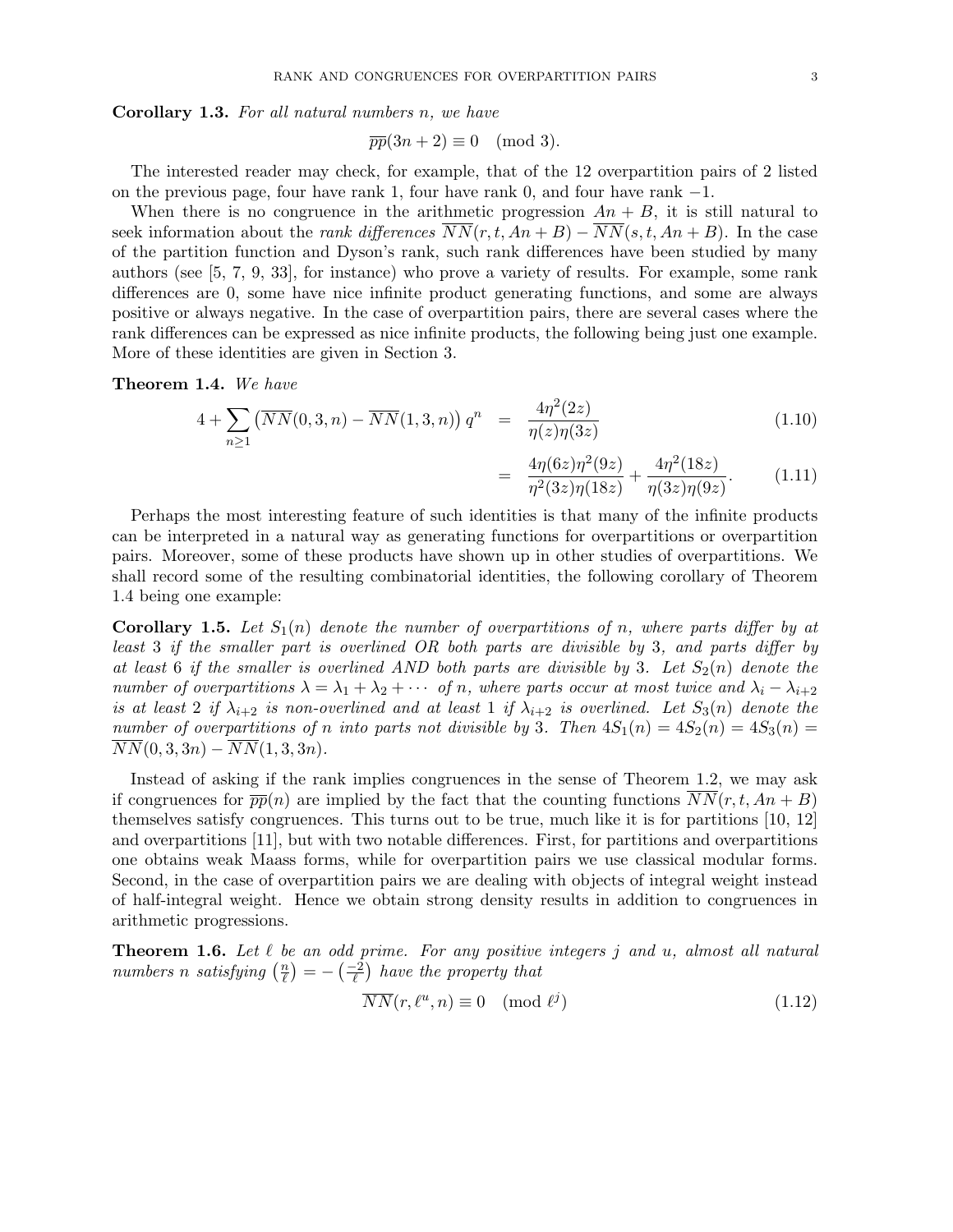**Corollary 1.3.** *For all natural numbers $n$, we have*

$$\overline{pp}(3n+2) \equiv 0 \pmod{3}.$$

The interested reader may check, for example, that of the 12 overpartition pairs of 2 listed on the previous page, four have rank 1, four have rank 0, and four have rank $-1$.

When there is no congruence in the arithmetic progression $An+B$, it is still natural to seek information about the *rank differences* $\overline{NN}(r,t,An+B) - \overline{NN}(s,t,An+B)$. In the case of the partition function and Dyson's rank, such rank differences have been studied by many authors (see [5, 7, 9, 33], for instance) who prove a variety of results. For example, some rank differences are 0, some have nice infinite product generating functions, and some are always positive or always negative. In the case of overpartition pairs, there are several cases where the rank differences can be expressed as nice infinite products, the following being just one example. More of these identities are given in Section 3.

**Theorem 1.4.** *We have*

$$4 + \sum_{n \geq 1} \left( \overline{NN}(0,3,n) - \overline{NN}(1,3,n) \right) q^n = \frac{4\eta^2(2z)}{\eta(z)\eta(3z)} \tag{1.10}$$

$$= \frac{4\eta(6z)\eta^2(9z)}{\eta^2(3z)\eta(18z)} + \frac{4\eta^2(18z)}{\eta(3z)\eta(9z)}. \tag{1.11}$$

Perhaps the most interesting feature of such identities is that many of the infinite products can be interpreted in a natural way as generating functions for overpartitions or overpartition pairs. Moreover, some of these products have shown up in other studies of overpartitions. We shall record some of the resulting combinatorial identities, the following corollary of Theorem 1.4 being one example:

**Corollary 1.5.** *Let $S_1(n)$ denote the number of overpartitions of $n$, where parts differ by at least 3 if the smaller part is overlined OR both parts are divisible by 3, and parts differ by at least 6 if the smaller is overlined AND both parts are divisible by 3. Let $S_2(n)$ denote the number of overpartitions $\lambda = \lambda_1 + \lambda_2 + \cdots$ of $n$, where parts occur at most twice and $\lambda_i - \lambda_{i+2}$ is at least 2 if $\lambda_{i+2}$ is non-overlined and at least 1 if $\lambda_{i+2}$ is overlined. Let $S_3(n)$ denote the number of overpartitions of $n$ into parts not divisible by 3. Then $4S_1(n) = 4S_2(n) = 4S_3(n) = \overline{NN}(0,3,3n) - \overline{NN}(1,3,3n)$.*

Instead of asking if the rank implies congruences in the sense of Theorem 1.2, we may ask if congruences for $\overline{pp}(n)$ are implied by the fact that the counting functions $\overline{NN}(r,t,An+B)$ themselves satisfy congruences. This turns out to be true, much like it is for partitions [10, 12] and overpartitions [11], but with two notable differences. First, for partitions and overpartitions one obtains weak Maass forms, while for overpartition pairs we use classical modular forms. Second, in the case of overpartition pairs we are dealing with objects of integral weight instead of half-integral weight. Hence we obtain strong density results in addition to congruences in arithmetic progressions.

**Theorem 1.6.** *Let $\ell$ be an odd prime. For any positive integers $j$ and $u$, almost all natural numbers $n$ satisfying $\left(\frac{n}{\ell}\right) = -\left(\frac{-2}{\ell}\right)$ have the property that*

$$\overline{NN}(r,\ell^u,n) \equiv 0 \pmod{\ell^j} \tag{1.12}$$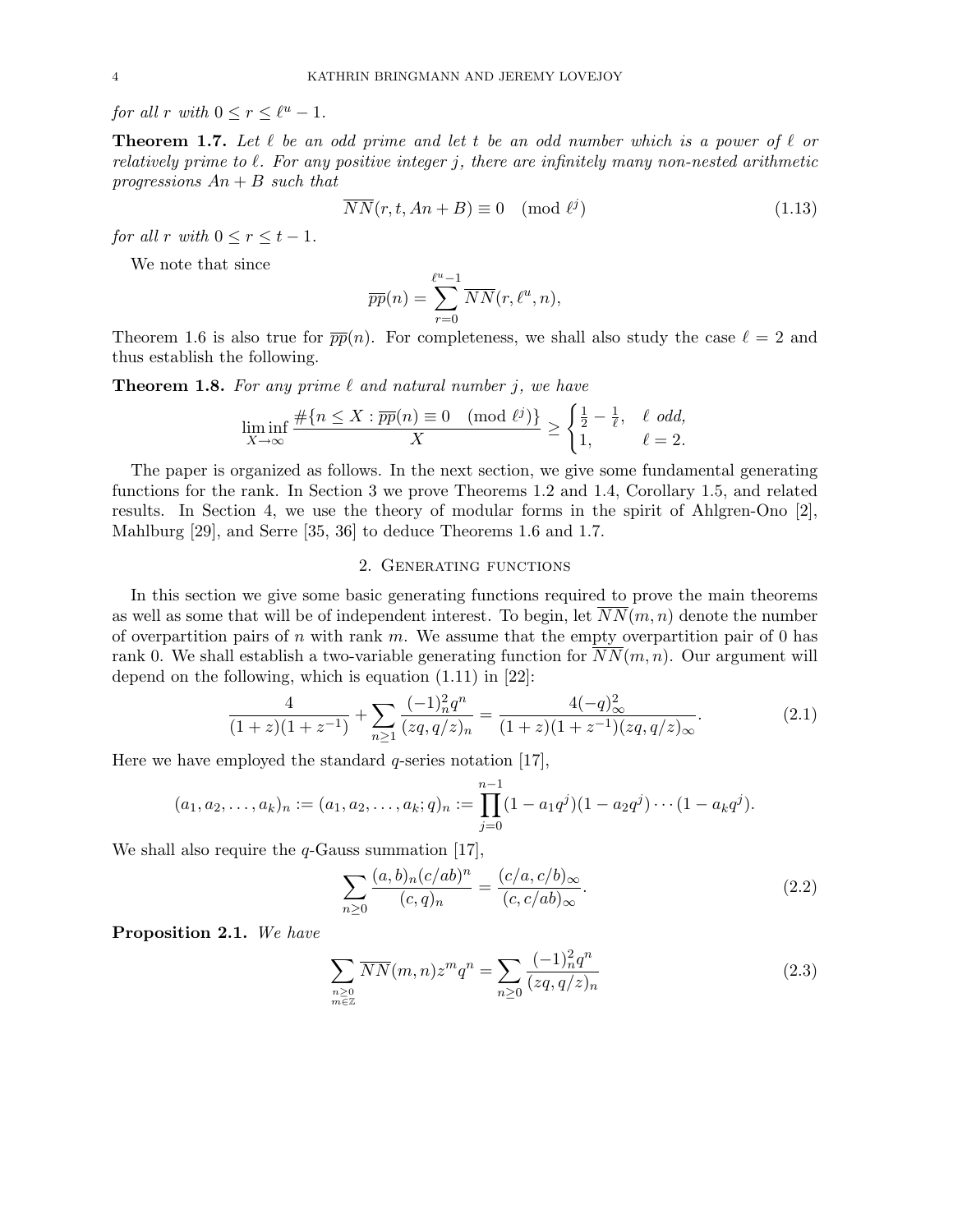*for all $r$ with $0 \leq r \leq \ell^u - 1$.*

**Theorem 1.7.** *Let $\ell$ be an odd prime and let $t$ be an odd number which is a power of $\ell$ or relatively prime to $\ell$. For any positive integer $j$, there are infinitely many non-nested arithmetic progressions $An + B$ such that*

$$\overline{NN}(r, t, An + B) \equiv 0 \pmod{\ell^j} \tag{1.13}$$

*for all $r$ with $0 \leq r \leq t - 1$.*

We note that since

$$\overline{pp}(n) = \sum_{r=0}^{\ell^u - 1} \overline{NN}(r, \ell^u, n),$$

Theorem 1.6 is also true for $\overline{pp}(n)$. For completeness, we shall also study the case $\ell = 2$ and thus establish the following.

**Theorem 1.8.** *For any prime $\ell$ and natural number $j$, we have*

$$\liminf_{X \to \infty} \frac{\#\{n \leq X : \overline{pp}(n) \equiv 0 \pmod{\ell^j}\}}{X} \geq \begin{cases} \frac{1}{2} - \frac{1}{\ell}, & \ell \text{ odd,} \\ 1, & \ell = 2. \end{cases}$$

The paper is organized as follows. In the next section, we give some fundamental generating functions for the rank. In Section 3 we prove Theorems 1.2 and 1.4, Corollary 1.5, and related results. In Section 4, we use the theory of modular forms in the spirit of Ahlgren-Ono [2], Mahlburg [29], and Serre [35, 36] to deduce Theorems 1.6 and 1.7.

## 2. Generating functions

In this section we give some basic generating functions required to prove the main theorems as well as some that will be of independent interest. To begin, let $\overline{NN}(m, n)$ denote the number of overpartition pairs of $n$ with rank $m$. We assume that the empty overpartition pair of 0 has rank 0. We shall establish a two-variable generating function for $\overline{NN}(m, n)$. Our argument will depend on the following, which is equation (1.11) in [22]:

$$\frac{4}{(1+z)(1+z^{-1})} + \sum_{n \geq 1} \frac{(-1)_n^2 q^n}{(zq, q/z)_n} = \frac{4(-q)_\infty^2}{(1+z)(1+z^{-1})(zq, q/z)_\infty}. \tag{2.1}$$

Here we have employed the standard $q$-series notation [17],

$$(a_1, a_2, \ldots, a_k)_n := (a_1, a_2, \ldots, a_k; q)_n := \prod_{j=0}^{n-1} (1 - a_1 q^j)(1 - a_2 q^j) \cdots (1 - a_k q^j).$$

We shall also require the $q$-Gauss summation [17],

$$\sum_{n \geq 0} \frac{(a, b)_n (c/ab)^n}{(c, q)_n} = \frac{(c/a, c/b)_\infty}{(c, c/ab)_\infty}. \tag{2.2}$$

**Proposition 2.1.** *We have*

$$\sum_{\substack{n \geq 0 \\ m \in \mathbb{Z}}} \overline{NN}(m, n) z^m q^n = \sum_{n \geq 0} \frac{(-1)_n^2 q^n}{(zq, q/z)_n} \tag{2.3}$$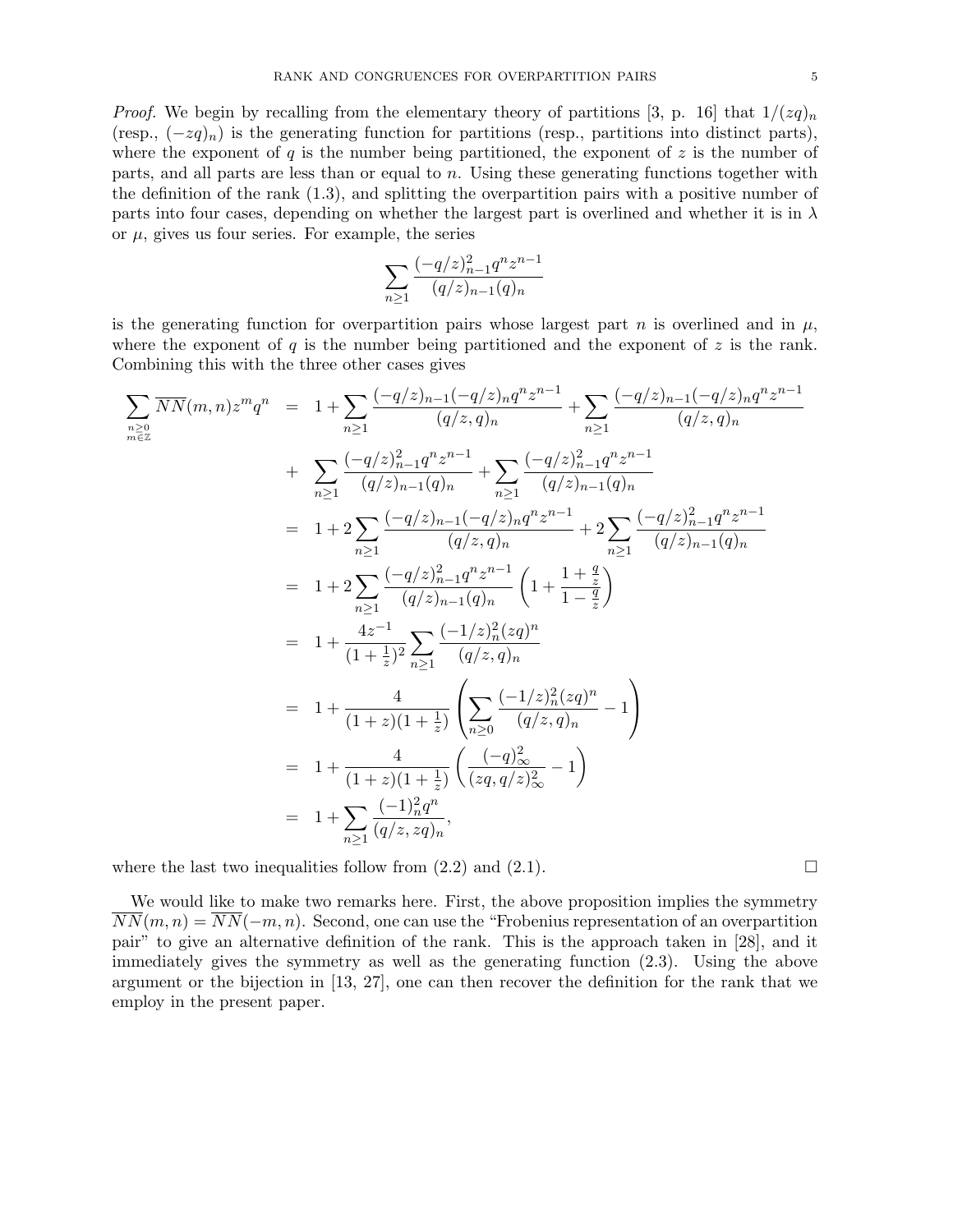*Proof.* We begin by recalling from the elementary theory of partitions [3, p. 16] that $1/(zq)_n$ (resp., $(-zq)_n$) is the generating function for partitions (resp., partitions into distinct parts), where the exponent of $q$ is the number being partitioned, the exponent of $z$ is the number of parts, and all parts are less than or equal to $n$. Using these generating functions together with the definition of the rank (1.3), and splitting the overpartition pairs with a positive number of parts into four cases, depending on whether the largest part is overlined and whether it is in $\lambda$ or $\mu$, gives us four series. For example, the series

$$\sum_{n\geq 1} \frac{(-q/z)_{n-1}^2 q^n z^{n-1}}{(q/z)_{n-1}(q)_n}$$

is the generating function for overpartition pairs whose largest part $n$ is overlined and in $\mu$, where the exponent of $q$ is the number being partitioned and the exponent of $z$ is the rank. Combining this with the three other cases gives

$$\begin{aligned}
\sum_{\substack{n\geq 0\\ m\in\mathbb{Z}}} \overline{NN}(m,n) z^m q^n &= 1 + \sum_{n\geq 1} \frac{(-q/z)_{n-1}(-q/z)_n q^n z^{n-1}}{(q/z,q)_n} + \sum_{n\geq 1} \frac{(-q/z)_{n-1}(-q/z)_n q^n z^{n-1}}{(q/z,q)_n} \\
&\quad + \sum_{n\geq 1} \frac{(-q/z)_{n-1}^2 q^n z^{n-1}}{(q/z)_{n-1}(q)_n} + \sum_{n\geq 1} \frac{(-q/z)_{n-1}^2 q^n z^{n-1}}{(q/z)_{n-1}(q)_n} \\
&= 1 + 2\sum_{n\geq 1} \frac{(-q/z)_{n-1}(-q/z)_n q^n z^{n-1}}{(q/z,q)_n} + 2\sum_{n\geq 1} \frac{(-q/z)_{n-1}^2 q^n z^{n-1}}{(q/z)_{n-1}(q)_n} \\
&= 1 + 2\sum_{n\geq 1} \frac{(-q/z)_{n-1}^2 q^n z^{n-1}}{(q/z)_{n-1}(q)_n} \left(1 + \frac{1+\frac{q}{z}}{1-\frac{q}{z}}\right) \\
&= 1 + \frac{4z^{-1}}{(1+\frac{1}{z})^2} \sum_{n\geq 1} \frac{(-1/z)_n^2 (zq)^n}{(q/z,q)_n} \\
&= 1 + \frac{4}{(1+z)(1+\frac{1}{z})} \left( \sum_{n\geq 0} \frac{(-1/z)_n^2 (zq)^n}{(q/z,q)_n} - 1 \right) \\
&= 1 + \frac{4}{(1+z)(1+\frac{1}{z})} \left( \frac{(-q)_\infty^2}{(zq,q/z)_\infty^2} - 1 \right) \\
&= 1 + \sum_{n\geq 1} \frac{(-1)_n^2 q^n}{(q/z,zq)_n},
\end{aligned}$$

where the last two inequalities follow from (2.2) and (2.1). $\square$

We would like to make two remarks here. First, the above proposition implies the symmetry $\overline{NN}(m,n) = \overline{NN}(-m,n)$. Second, one can use the "Frobenius representation of an overpartition pair" to give an alternative definition of the rank. This is the approach taken in [28], and it immediately gives the symmetry as well as the generating function (2.3). Using the above argument or the bijection in [13, 27], one can then recover the definition for the rank that we employ in the present paper.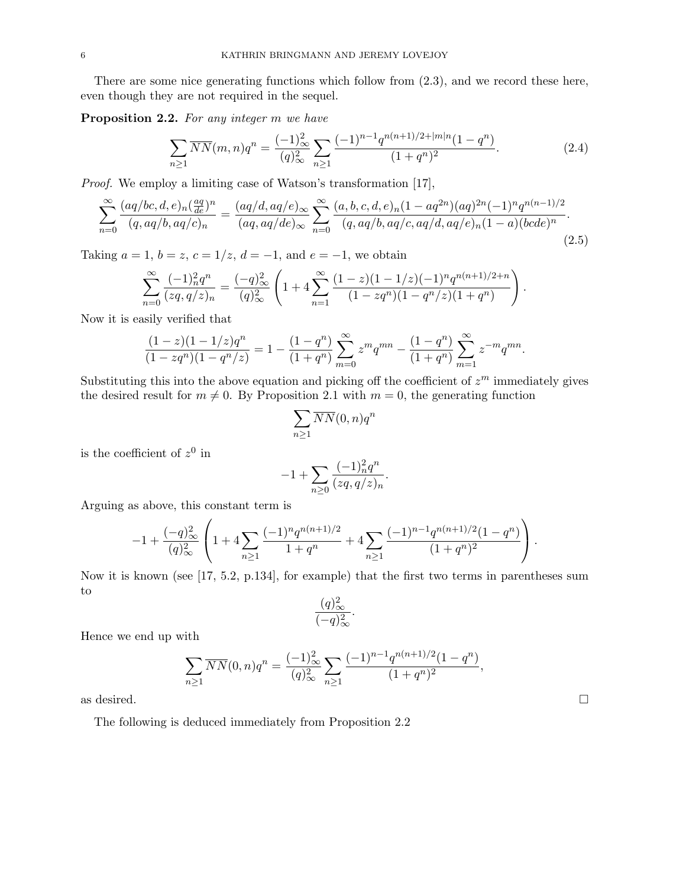There are some nice generating functions which follow from (2.3), and we record these here, even though they are not required in the sequel.

**Proposition 2.2.** *For any integer $m$ we have*

$$\sum_{n\geq 1} \overline{NN}(m,n)q^n = \frac{(-1)^2_\infty}{(q)^2_\infty} \sum_{n\geq 1} \frac{(-1)^{n-1}q^{n(n+1)/2+|m|n}(1-q^n)}{(1+q^n)^2}. \tag{2.4}$$

*Proof.* We employ a limiting case of Watson's transformation [17],

$$\sum_{n=0}^{\infty} \frac{(aq/bc,d,e)_n(\frac{aq}{de})^n}{(q,aq/b,aq/c)_n} = \frac{(aq/d,aq/e)_\infty}{(aq,aq/de)_\infty} \sum_{n=0}^{\infty} \frac{(a,b,c,d,e)_n(1-aq^{2n})(aq)^{2n}(-1)^n q^{n(n-1)/2}}{(q,aq/b,aq/c,aq/d,aq/e)_n(1-a)(bcde)^n}. \tag{2.5}$$

Taking $a=1$, $b=z$, $c=1/z$, $d=-1$, and $e=-1$, we obtain

$$\sum_{n=0}^{\infty} \frac{(-1)^2_n q^n}{(zq,q/z)_n} = \frac{(-q)^2_\infty}{(q)^2_\infty}\left(1+4\sum_{n=1}^{\infty}\frac{(1-z)(1-1/z)(-1)^n q^{n(n+1)/2+n}}{(1-zq^n)(1-q^n/z)(1+q^n)}\right).$$

Now it is easily verified that

$$\frac{(1-z)(1-1/z)q^n}{(1-zq^n)(1-q^n/z)} = 1 - \frac{(1-q^n)}{(1+q^n)}\sum_{m=0}^{\infty} z^m q^{mn} - \frac{(1-q^n)}{(1+q^n)}\sum_{m=1}^{\infty} z^{-m}q^{mn}.$$

Substituting this into the above equation and picking off the coefficient of $z^m$ immediately gives the desired result for $m \neq 0$. By Proposition 2.1 with $m=0$, the generating function

$$\sum_{n\geq 1} \overline{NN}(0,n)q^n$$

is the coefficient of $z^0$ in

$$-1 + \sum_{n\geq 0} \frac{(-1)^2_n q^n}{(zq,q/z)_n}.$$

Arguing as above, this constant term is

$$-1 + \frac{(-q)^2_\infty}{(q)^2_\infty}\left(1 + 4\sum_{n\geq 1}\frac{(-1)^n q^{n(n+1)/2}}{1+q^n} + 4\sum_{n\geq 1}\frac{(-1)^{n-1}q^{n(n+1)/2}(1-q^n)}{(1+q^n)^2}\right).$$

Now it is known (see [17, 5.2, p.134], for example) that the first two terms in parentheses sum to

$$\frac{(q)^2_\infty}{(-q)^2_\infty}.$$

Hence we end up with

$$\sum_{n\geq 1} \overline{NN}(0,n)q^n = \frac{(-1)^2_\infty}{(q)^2_\infty}\sum_{n\geq 1}\frac{(-1)^{n-1}q^{n(n+1)/2}(1-q^n)}{(1+q^n)^2},$$

as desired. □

The following is deduced immediately from Proposition 2.2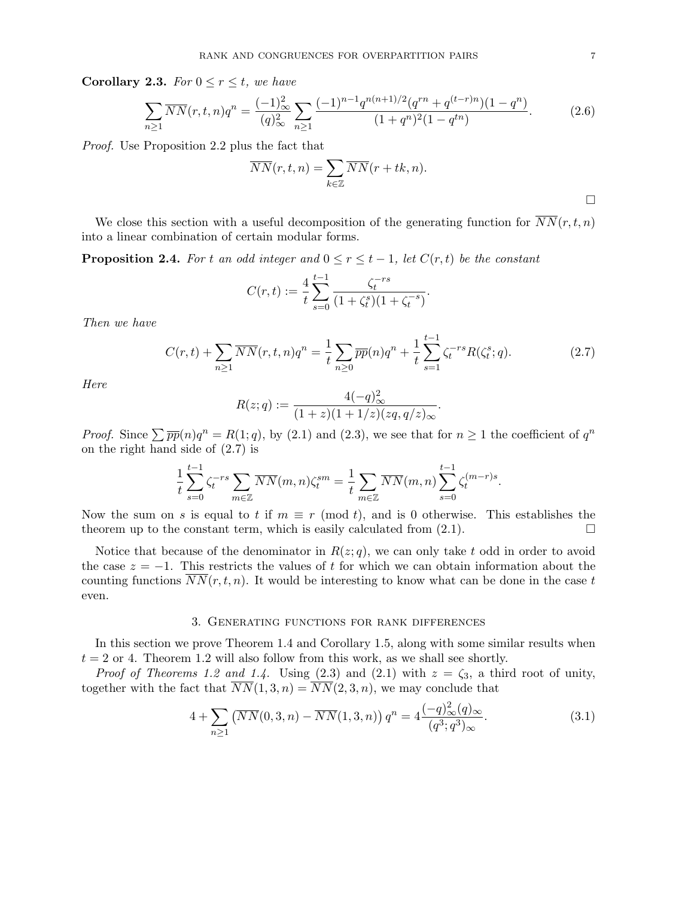**Corollary 2.3.** *For $0 \leq r \leq t$, we have*

$$\sum_{n\geq 1} \overline{NN}(r,t,n)q^n = \frac{(-1)^2_\infty}{(q)^2_\infty} \sum_{n\geq 1} \frac{(-1)^{n-1}q^{n(n+1)/2}(q^{rn} + q^{(t-r)n})(1-q^n)}{(1+q^n)^2(1-q^{tn})}. \tag{2.6}$$

*Proof.* Use Proposition 2.2 plus the fact that

$$\overline{NN}(r,t,n) = \sum_{k\in\mathbb{Z}} \overline{NN}(r+tk,n).$$

□

We close this section with a useful decomposition of the generating function for $\overline{NN}(r,t,n)$ into a linear combination of certain modular forms.

**Proposition 2.4.** *For $t$ an odd integer and $0 \leq r \leq t-1$, let $C(r,t)$ be the constant*

$$C(r,t) := \frac{4}{t}\sum_{s=0}^{t-1} \frac{\zeta_t^{-rs}}{(1+\zeta_t^s)(1+\zeta_t^{-s})}.$$

*Then we have*

$$C(r,t) + \sum_{n\geq 1} \overline{NN}(r,t,n)q^n = \frac{1}{t}\sum_{n\geq 0} \overline{pp}(n)q^n + \frac{1}{t}\sum_{s=1}^{t-1} \zeta_t^{-rs} R(\zeta_t^s;q). \tag{2.7}$$

*Here*

$$R(z;q) := \frac{4(-q)^2_\infty}{(1+z)(1+1/z)(zq,q/z)_\infty}.$$

*Proof.* Since $\sum \overline{pp}(n)q^n = R(1;q)$, by (2.1) and (2.3), we see that for $n \geq 1$ the coefficient of $q^n$ on the right hand side of (2.7) is

$$\frac{1}{t}\sum_{s=0}^{t-1} \zeta_t^{-rs} \sum_{m\in\mathbb{Z}} \overline{NN}(m,n)\zeta_t^{sm} = \frac{1}{t}\sum_{m\in\mathbb{Z}} \overline{NN}(m,n) \sum_{s=0}^{t-1} \zeta_t^{(m-r)s}.$$

Now the sum on $s$ is equal to $t$ if $m \equiv r \pmod{t}$, and is 0 otherwise. This establishes the theorem up to the constant term, which is easily calculated from (2.1). □

Notice that because of the denominator in $R(z;q)$, we can only take $t$ odd in order to avoid the case $z = -1$. This restricts the values of $t$ for which we can obtain information about the counting functions $\overline{NN}(r,t,n)$. It would be interesting to know what can be done in the case $t$ even.

## 3. Generating functions for rank differences

In this section we prove Theorem 1.4 and Corollary 1.5, along with some similar results when $t = 2$ or 4. Theorem 1.2 will also follow from this work, as we shall see shortly.

*Proof of Theorems 1.2 and 1.4.* Using (2.3) and (2.1) with $z = \zeta_3$, a third root of unity, together with the fact that $\overline{NN}(1,3,n) = \overline{NN}(2,3,n)$, we may conclude that

$$4 + \sum_{n\geq 1} \left(\overline{NN}(0,3,n) - \overline{NN}(1,3,n)\right) q^n = 4\frac{(-q)^2_\infty (q)_\infty}{(q^3;q^3)_\infty}. \tag{3.1}$$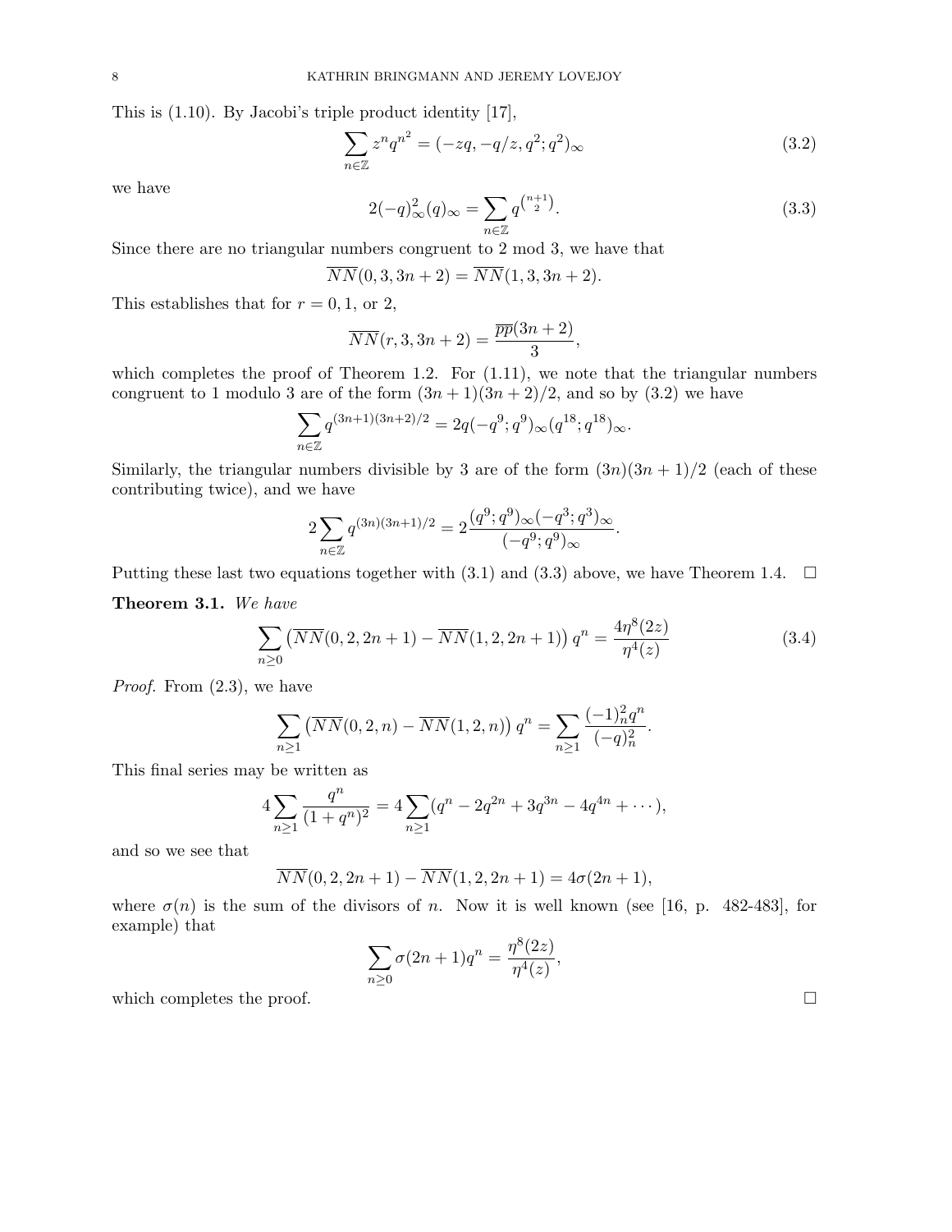This is (1.10). By Jacobi's triple product identity [17],

$$\sum_{n\in\mathbb{Z}} z^n q^{n^2} = (-zq, -q/z, q^2; q^2)_\infty \tag{3.2}$$

we have

$$2(-q)_\infty^2 (q)_\infty = \sum_{n\in\mathbb{Z}} q^{\binom{n+1}{2}}. \tag{3.3}$$

Since there are no triangular numbers congruent to 2 mod 3, we have that

$$\overline{NN}(0,3,3n+2) = \overline{NN}(1,3,3n+2).$$

This establishes that for $r = 0, 1$, or $2$,

$$\overline{NN}(r,3,3n+2) = \frac{\overline{pp}(3n+2)}{3},$$

which completes the proof of Theorem 1.2. For (1.11), we note that the triangular numbers congruent to 1 modulo 3 are of the form $(3n+1)(3n+2)/2$, and so by (3.2) we have

$$\sum_{n\in\mathbb{Z}} q^{(3n+1)(3n+2)/2} = 2q(-q^9;q^9)_\infty (q^{18};q^{18})_\infty.$$

Similarly, the triangular numbers divisible by 3 are of the form $(3n)(3n+1)/2$ (each of these contributing twice), and we have

$$2\sum_{n\in\mathbb{Z}} q^{(3n)(3n+1)/2} = 2\frac{(q^9;q^9)_\infty(-q^3;q^3)_\infty}{(-q^9;q^9)_\infty}.$$

Putting these last two equations together with (3.1) and (3.3) above, we have Theorem 1.4. $\square$

**Theorem 3.1.** *We have*

$$\sum_{n\geq 0} \left(\overline{NN}(0,2,2n+1) - \overline{NN}(1,2,2n+1)\right) q^n = \frac{4\eta^8(2z)}{\eta^4(z)} \tag{3.4}$$

*Proof.* From (2.3), we have

$$\sum_{n\geq 1} \left(\overline{NN}(0,2,n) - \overline{NN}(1,2,n)\right) q^n = \sum_{n\geq 1} \frac{(-1)_n^2 q^n}{(-q)_n^2}.$$

This final series may be written as

$$4\sum_{n\geq 1} \frac{q^n}{(1+q^n)^2} = 4\sum_{n\geq 1} (q^n - 2q^{2n} + 3q^{3n} - 4q^{4n} + \cdots),$$

and so we see that

$$\overline{NN}(0,2,2n+1) - \overline{NN}(1,2,2n+1) = 4\sigma(2n+1),$$

where $\sigma(n)$ is the sum of the divisors of $n$. Now it is well known (see [16, p. 482-483], for example) that

$$\sum_{n\geq 0} \sigma(2n+1) q^n = \frac{\eta^8(2z)}{\eta^4(z)},$$

which completes the proof. $\square$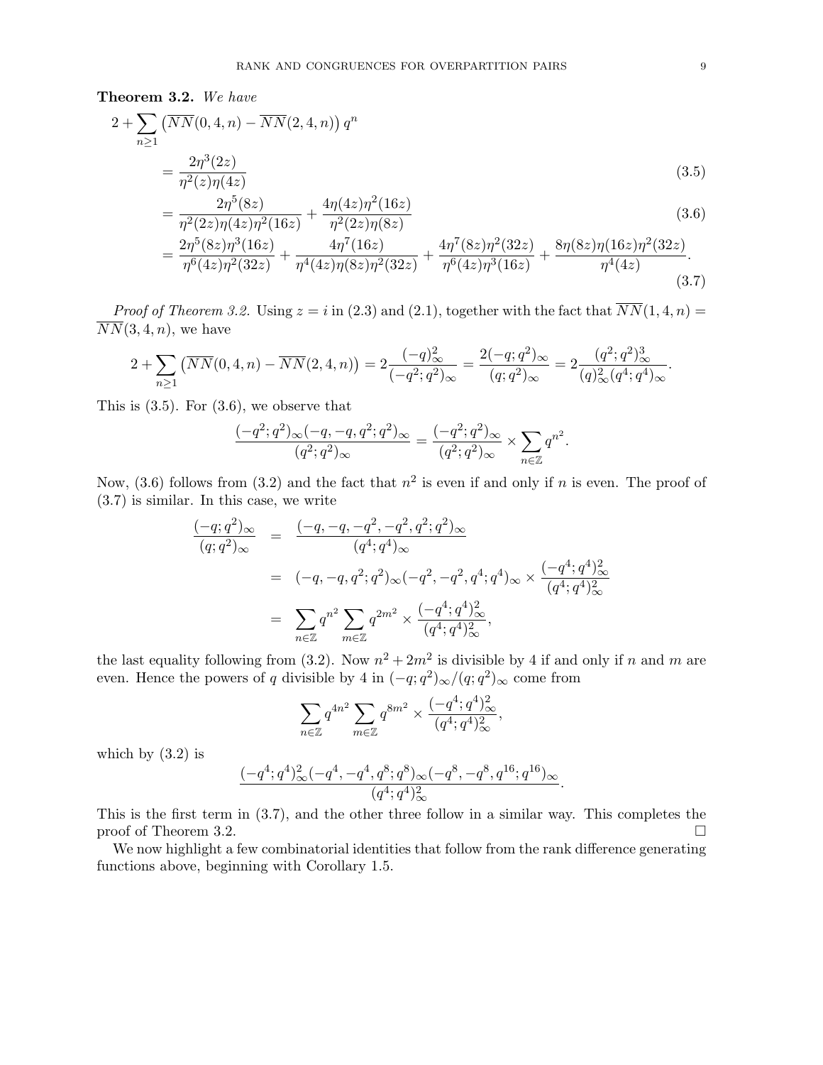**Theorem 3.2.** *We have*

$$
\begin{aligned}
2 + \sum_{n\geq 1} \left(\overline{NN}(0,4,n) - \overline{NN}(2,4,n)\right) q^n
&= \frac{2\eta^3(2z)}{\eta^2(z)\eta(4z)} && (3.5)\\
&= \frac{2\eta^5(8z)}{\eta^2(2z)\eta(4z)\eta^2(16z)} + \frac{4\eta(4z)\eta^2(16z)}{\eta^2(2z)\eta(8z)} && (3.6)\\
&= \frac{2\eta^5(8z)\eta^3(16z)}{\eta^6(4z)\eta^2(32z)} + \frac{4\eta^7(16z)}{\eta^4(4z)\eta(8z)\eta^2(32z)} + \frac{4\eta^7(8z)\eta^2(32z)}{\eta^6(4z)\eta^3(16z)} + \frac{8\eta(8z)\eta(16z)\eta^2(32z)}{\eta^4(4z)}. && (3.7)
\end{aligned}
$$

*Proof of Theorem 3.2.* Using $z = i$ in (2.3) and (2.1), together with the fact that $\overline{NN}(1,4,n) = \overline{NN}(3,4,n)$, we have

$$
2 + \sum_{n\geq 1} \left(\overline{NN}(0,4,n) - \overline{NN}(2,4,n)\right) = 2\frac{(-q)_\infty^2}{(-q^2;q^2)_\infty} = \frac{2(-q;q^2)_\infty}{(q;q^2)_\infty} = 2\frac{(q^2;q^2)_\infty^3}{(q)_\infty^2(q^4;q^4)_\infty}.
$$

This is (3.5). For (3.6), we observe that

$$
\frac{(-q^2;q^2)_\infty(-q,-q,q^2;q^2)_\infty}{(q^2;q^2)_\infty} = \frac{(-q^2;q^2)_\infty}{(q^2;q^2)_\infty} \times \sum_{n\in\mathbb{Z}} q^{n^2}.
$$

Now, (3.6) follows from (3.2) and the fact that $n^2$ is even if and only if $n$ is even. The proof of (3.7) is similar. In this case, we write

$$
\begin{aligned}
\frac{(-q;q^2)_\infty}{(q;q^2)_\infty} &= \frac{(-q,-q,-q^2,-q^2,q^2;q^2)_\infty}{(q^4;q^4)_\infty}\\
&= (-q,-q,q^2;q^2)_\infty(-q^2,-q^2,q^4;q^4)_\infty \times \frac{(-q^4;q^4)_\infty^2}{(q^4;q^4)_\infty^2}\\
&= \sum_{n\in\mathbb{Z}} q^{n^2} \sum_{m\in\mathbb{Z}} q^{2m^2} \times \frac{(-q^4;q^4)_\infty^2}{(q^4;q^4)_\infty^2},
\end{aligned}
$$

the last equality following from (3.2). Now $n^2 + 2m^2$ is divisible by 4 if and only if $n$ and $m$ are even. Hence the powers of $q$ divisible by 4 in $(-q;q^2)_\infty/(q;q^2)_\infty$ come from

$$
\sum_{n\in\mathbb{Z}} q^{4n^2} \sum_{m\in\mathbb{Z}} q^{8m^2} \times \frac{(-q^4;q^4)_\infty^2}{(q^4;q^4)_\infty^2},
$$

which by (3.2) is

$$
\frac{(-q^4;q^4)_\infty^2(-q^4,-q^4,q^8;q^8)_\infty(-q^8,-q^8,q^{16};q^{16})_\infty}{(q^4;q^4)_\infty^2}.
$$

This is the first term in (3.7), and the other three follow in a similar way. This completes the proof of Theorem 3.2. $\square$

We now highlight a few combinatorial identities that follow from the rank difference generating functions above, beginning with Corollary 1.5.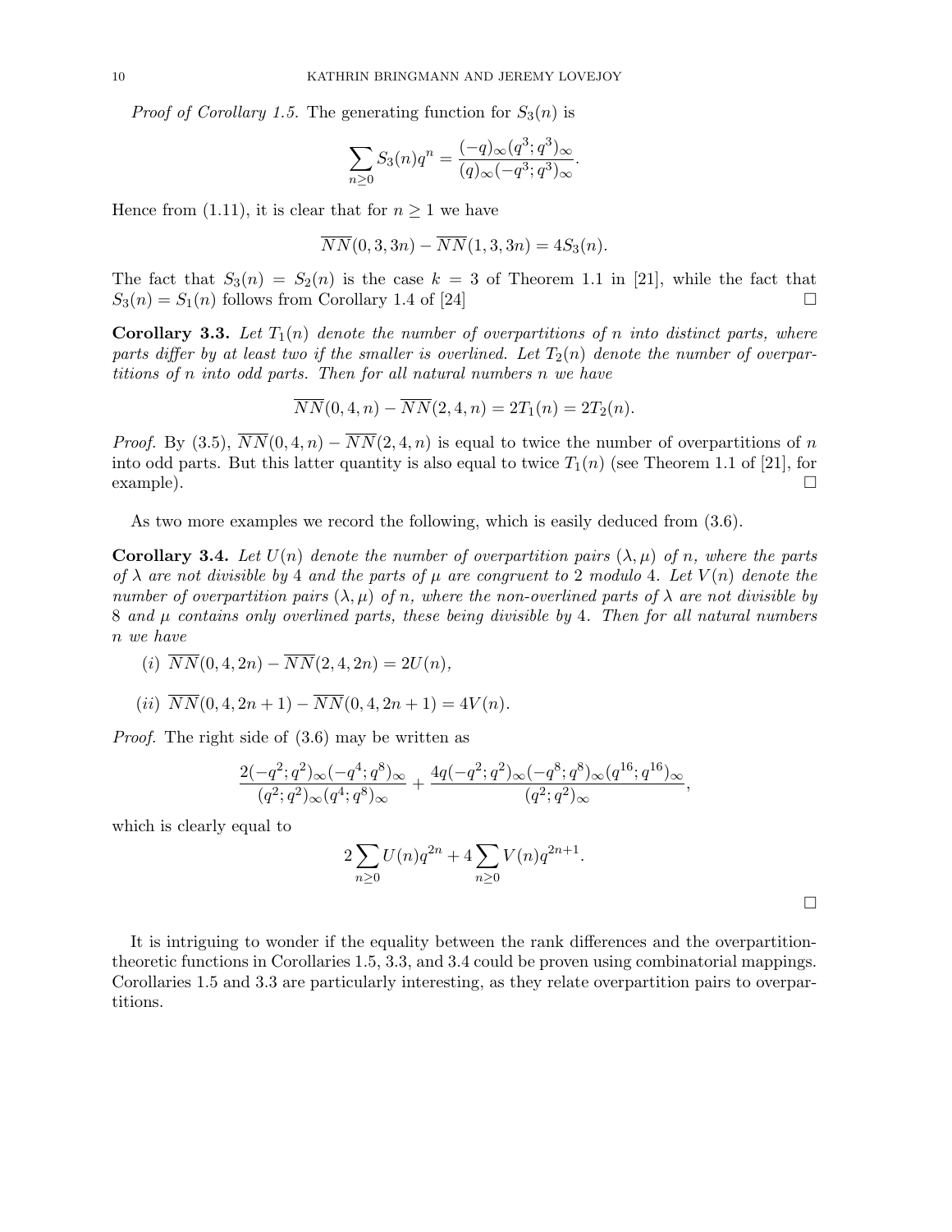*Proof of Corollary 1.5.* The generating function for $S_3(n)$ is

$$\sum_{n\geq 0} S_3(n)q^n = \frac{(-q)_\infty(q^3;q^3)_\infty}{(q)_\infty(-q^3;q^3)_\infty}.$$

Hence from (1.11), it is clear that for $n \geq 1$ we have

$$\overline{NN}(0,3,3n) - \overline{NN}(1,3,3n) = 4S_3(n).$$

The fact that $S_3(n) = S_2(n)$ is the case $k = 3$ of Theorem 1.1 in [21], while the fact that $S_3(n) = S_1(n)$ follows from Corollary 1.4 of [24] □

**Corollary 3.3.** *Let $T_1(n)$ denote the number of overpartitions of $n$ into distinct parts, where parts differ by at least two if the smaller is overlined. Let $T_2(n)$ denote the number of overpartitions of $n$ into odd parts. Then for all natural numbers $n$ we have*

$$\overline{NN}(0,4,n) - \overline{NN}(2,4,n) = 2T_1(n) = 2T_2(n).$$

*Proof.* By (3.5), $\overline{NN}(0,4,n) - \overline{NN}(2,4,n)$ is equal to twice the number of overpartitions of $n$ into odd parts. But this latter quantity is also equal to twice $T_1(n)$ (see Theorem 1.1 of [21], for example). □

As two more examples we record the following, which is easily deduced from (3.6).

**Corollary 3.4.** *Let $U(n)$ denote the number of overpartition pairs $(\lambda, \mu)$ of $n$, where the parts of $\lambda$ are not divisible by 4 and the parts of $\mu$ are congruent to 2 modulo 4. Let $V(n)$ denote the number of overpartition pairs $(\lambda, \mu)$ of $n$, where the non-overlined parts of $\lambda$ are not divisible by 8 and $\mu$ contains only overlined parts, these being divisible by 4. Then for all natural numbers $n$ we have*

(i) $\overline{NN}(0,4,2n) - \overline{NN}(2,4,2n) = 2U(n)$,

(ii) $\overline{NN}(0,4,2n+1) - \overline{NN}(0,4,2n+1) = 4V(n)$.

*Proof.* The right side of (3.6) may be written as

$$\frac{2(-q^2;q^2)_\infty(-q^4;q^8)_\infty}{(q^2;q^2)_\infty(q^4;q^8)_\infty} + \frac{4q(-q^2;q^2)_\infty(-q^8;q^8)_\infty(q^{16};q^{16})_\infty}{(q^2;q^2)_\infty},$$

which is clearly equal to

$$2\sum_{n\geq 0} U(n)q^{2n} + 4\sum_{n\geq 0} V(n)q^{2n+1}.$$

□

It is intriguing to wonder if the equality between the rank differences and the overpartition-theoretic functions in Corollaries 1.5, 3.3, and 3.4 could be proven using combinatorial mappings. Corollaries 1.5 and 3.3 are particularly interesting, as they relate overpartition pairs to overpartitions.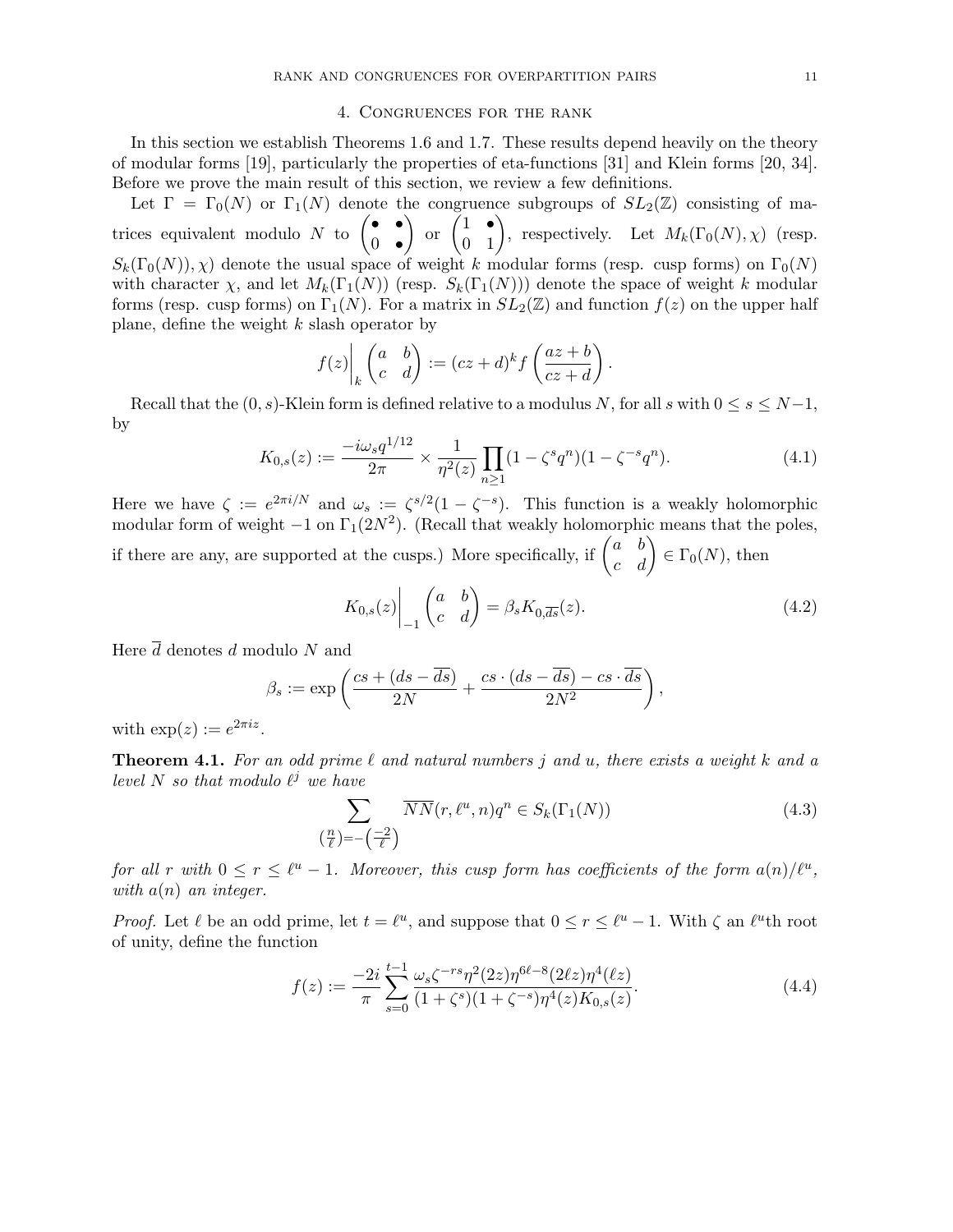## 4. Congruences for the rank

In this section we establish Theorems 1.6 and 1.7. These results depend heavily on the theory of modular forms [19], particularly the properties of eta-functions [31] and Klein forms [20, 34]. Before we prove the main result of this section, we review a few definitions.

Let $\Gamma = \Gamma_0(N)$ or $\Gamma_1(N)$ denote the congruence subgroups of $SL_2(\mathbb{Z})$ consisting of matrices equivalent modulo $N$ to $\begin{pmatrix} \bullet & \bullet \\ 0 & \bullet \end{pmatrix}$ or $\begin{pmatrix} 1 & \bullet \\ 0 & 1 \end{pmatrix}$, respectively. Let $M_k(\Gamma_0(N), \chi)$ (resp. $S_k(\Gamma_0(N)), \chi)$ denote the usual space of weight $k$ modular forms (resp. cusp forms) on $\Gamma_0(N)$ with character $\chi$, and let $M_k(\Gamma_1(N))$ (resp. $S_k(\Gamma_1(N))$) denote the space of weight $k$ modular forms (resp. cusp forms) on $\Gamma_1(N)$. For a matrix in $SL_2(\mathbb{Z})$ and function $f(z)$ on the upper half plane, define the weight $k$ slash operator by

$$f(z)\bigg|_k \begin{pmatrix} a & b \\ c & d \end{pmatrix} := (cz+d)^k f\left(\frac{az+b}{cz+d}\right).$$

Recall that the $(0, s)$-Klein form is defined relative to a modulus $N$, for all $s$ with $0 \leq s \leq N-1$, by

$$K_{0,s}(z) := \frac{-i\omega_s q^{1/12}}{2\pi} \times \frac{1}{\eta^2(z)} \prod_{n\geq 1} (1-\zeta^s q^n)(1-\zeta^{-s}q^n). \tag{4.1}$$

Here we have $\zeta := e^{2\pi i/N}$ and $\omega_s := \zeta^{s/2}(1-\zeta^{-s})$. This function is a weakly holomorphic modular form of weight $-1$ on $\Gamma_1(2N^2)$. (Recall that weakly holomorphic means that the poles, if there are any, are supported at the cusps.) More specifically, if $\begin{pmatrix} a & b \\ c & d \end{pmatrix} \in \Gamma_0(N)$, then

$$K_{0,s}(z)\bigg|_{-1} \begin{pmatrix} a & b \\ c & d \end{pmatrix} = \beta_s K_{0,\overline{ds}}(z). \tag{4.2}$$

Here $\overline{d}$ denotes $d$ modulo $N$ and

$$\beta_s := \exp\left(\frac{cs + (ds - \overline{ds})}{2N} + \frac{cs \cdot (ds - \overline{ds}) - cs \cdot \overline{ds}}{2N^2}\right),$$

with $\exp(z) := e^{2\pi i z}$.

**Theorem 4.1.** *For an odd prime $\ell$ and natural numbers $j$ and $u$, there exists a weight $k$ and a level $N$ so that modulo $\ell^j$ we have*

$$\sum_{\left(\frac{n}{\ell}\right) = -\left(\frac{-2}{\ell}\right)} \overline{NN}(r, \ell^u, n) q^n \in S_k(\Gamma_1(N)) \tag{4.3}$$

*for all $r$ with $0 \leq r \leq \ell^u - 1$. Moreover, this cusp form has coefficients of the form $a(n)/\ell^u$, with $a(n)$ an integer.*

*Proof.* Let $\ell$ be an odd prime, let $t = \ell^u$, and suppose that $0 \leq r \leq \ell^u - 1$. With $\zeta$ an $\ell^u$th root of unity, define the function

$$f(z) := \frac{-2i}{\pi} \sum_{s=0}^{t-1} \frac{\omega_s \zeta^{-rs} \eta^2(2z) \eta^{6\ell-8}(2\ell z) \eta^4(\ell z)}{(1+\zeta^s)(1+\zeta^{-s})\eta^4(z) K_{0,s}(z)}. \tag{4.4}$$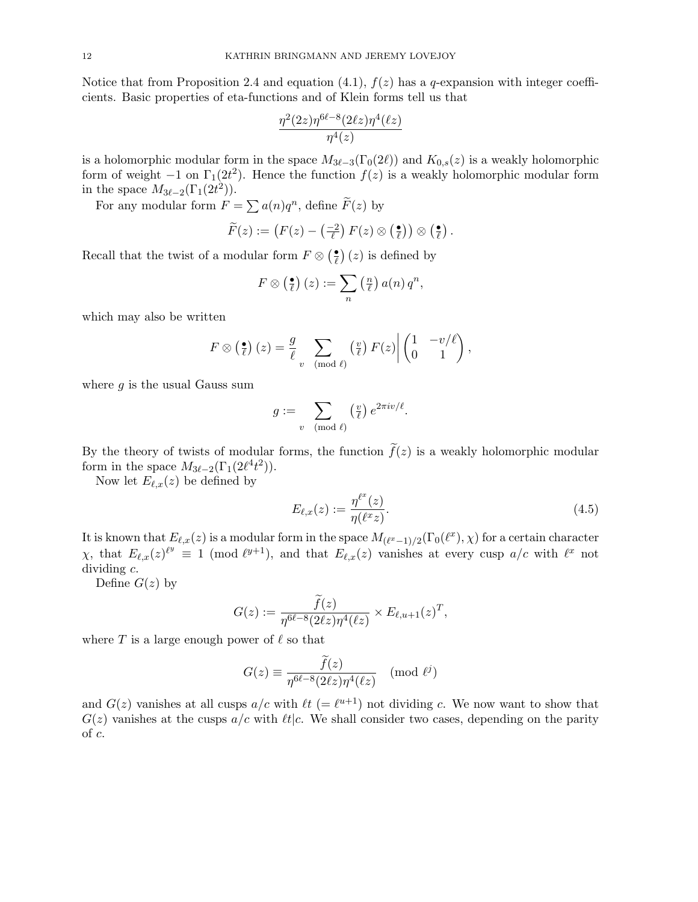Notice that from Proposition 2.4 and equation (4.1), $f(z)$ has a $q$-expansion with integer coefficients. Basic properties of eta-functions and of Klein forms tell us that

$$\frac{\eta^2(2z)\eta^{6\ell-8}(2\ell z)\eta^4(\ell z)}{\eta^4(z)}$$

is a holomorphic modular form in the space $M_{3\ell-3}(\Gamma_0(2\ell))$ and $K_{0,s}(z)$ is a weakly holomorphic form of weight $-1$ on $\Gamma_1(2t^2)$. Hence the function $f(z)$ is a weakly holomorphic modular form in the space $M_{3\ell-2}(\Gamma_1(2t^2))$.

For any modular form $F = \sum a(n)q^n$, define $\widetilde{F}(z)$ by

$$\widetilde{F}(z) := \left(F(z) - \left(\tfrac{-2}{\ell}\right) F(z) \otimes \left(\tfrac{\bullet}{\ell}\right)\right) \otimes \left(\tfrac{\bullet}{\ell}\right).$$

Recall that the twist of a modular form $F \otimes \left(\frac{\bullet}{\ell}\right)(z)$ is defined by

$$F \otimes \left(\tfrac{\bullet}{\ell}\right)(z) := \sum_n \left(\tfrac{n}{\ell}\right) a(n)\, q^n,$$

which may also be written

$$F \otimes \left(\tfrac{\bullet}{\ell}\right)(z) = \frac{g}{\ell} \sum_{v \pmod{\ell}} \left(\tfrac{v}{\ell}\right) F(z) \Bigg| \begin{pmatrix} 1 & -v/\ell \\ 0 & 1 \end{pmatrix},$$

where $g$ is the usual Gauss sum

$$g := \sum_{v \pmod{\ell}} \left(\tfrac{v}{\ell}\right) e^{2\pi i v/\ell}.$$

By the theory of twists of modular forms, the function $\widetilde{f}(z)$ is a weakly holomorphic modular form in the space $M_{3\ell-2}(\Gamma_1(2\ell^4 t^2))$.

Now let $E_{\ell,x}(z)$ be defined by

$$E_{\ell,x}(z) := \frac{\eta^{\ell^x}(z)}{\eta(\ell^x z)}. \tag{4.5}$$

It is known that $E_{\ell,x}(z)$ is a modular form in the space $M_{(\ell^x-1)/2}(\Gamma_0(\ell^x), \chi)$ for a certain character $\chi$, that $E_{\ell,x}(z)^{\ell^y} \equiv 1 \pmod{\ell^{y+1}}$, and that $E_{\ell,x}(z)$ vanishes at every cusp $a/c$ with $\ell^x$ not dividing $c$.

Define $G(z)$ by

$$G(z) := \frac{\widetilde{f}(z)}{\eta^{6\ell-8}(2\ell z)\eta^4(\ell z)} \times E_{\ell,u+1}(z)^T,$$

where $T$ is a large enough power of $\ell$ so that

$$G(z) \equiv \frac{\widetilde{f}(z)}{\eta^{6\ell-8}(2\ell z)\eta^4(\ell z)} \pmod{\ell^j}$$

and $G(z)$ vanishes at all cusps $a/c$ with $\ell t$ $(= \ell^{u+1})$ not dividing $c$. We now want to show that $G(z)$ vanishes at the cusps $a/c$ with $\ell t | c$. We shall consider two cases, depending on the parity of $c$.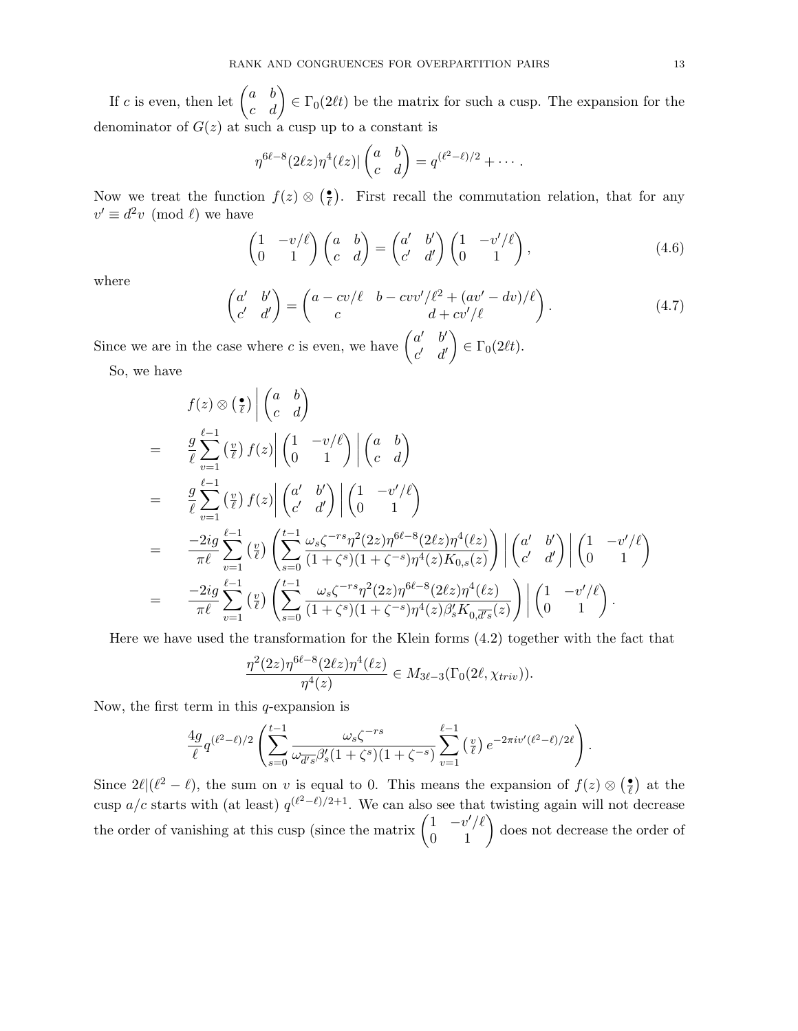If $c$ is even, then let $\begin{pmatrix} a & b \\ c & d \end{pmatrix} \in \Gamma_0(2\ell t)$ be the matrix for such a cusp. The expansion for the denominator of $G(z)$ at such a cusp up to a constant is

$$\eta^{6\ell-8}(2\ell z)\eta^4(\ell z)|\begin{pmatrix} a & b \\ c & d \end{pmatrix} = q^{(\ell^2-\ell)/2} + \cdots .$$

Now we treat the function $f(z) \otimes \left(\frac{\bullet}{\ell}\right)$. First recall the commutation relation, that for any $v' \equiv d^2 v \pmod{\ell}$ we have

$$\begin{pmatrix} 1 & -v/\ell \\ 0 & 1 \end{pmatrix} \begin{pmatrix} a & b \\ c & d \end{pmatrix} = \begin{pmatrix} a' & b' \\ c' & d' \end{pmatrix} \begin{pmatrix} 1 & -v'/\ell \\ 0 & 1 \end{pmatrix}, \tag{4.6}$$

where

$$\begin{pmatrix} a' & b' \\ c' & d' \end{pmatrix} = \begin{pmatrix} a - cv/\ell & b - cvv'/\ell^2 + (av' - dv)/\ell \\ c & d + cv'/\ell \end{pmatrix}. \tag{4.7}$$

Since we are in the case where $c$ is even, we have $\begin{pmatrix} a' & b' \\ c' & d' \end{pmatrix} \in \Gamma_0(2\ell t)$.

So, we have

$$\begin{aligned}
& f(z) \otimes \left(\tfrac{\bullet}{\ell}\right) \bigg| \begin{pmatrix} a & b \\ c & d \end{pmatrix} \\
= \quad & \frac{g}{\ell} \sum_{v=1}^{\ell-1} \left(\tfrac{v}{\ell}\right) f(z) \bigg| \begin{pmatrix} 1 & -v/\ell \\ 0 & 1 \end{pmatrix} \bigg| \begin{pmatrix} a & b \\ c & d \end{pmatrix} \\
= \quad & \frac{g}{\ell} \sum_{v=1}^{\ell-1} \left(\tfrac{v}{\ell}\right) f(z) \bigg| \begin{pmatrix} a' & b' \\ c' & d' \end{pmatrix} \bigg| \begin{pmatrix} 1 & -v'/\ell \\ 0 & 1 \end{pmatrix} \\
= \quad & \frac{-2ig}{\pi\ell} \sum_{v=1}^{\ell-1} \left(\tfrac{v}{\ell}\right) \left( \sum_{s=0}^{t-1} \frac{\omega_s \zeta^{-rs} \eta^2(2z)\eta^{6\ell-8}(2\ell z)\eta^4(\ell z)}{(1+\zeta^s)(1+\zeta^{-s})\eta^4(z) K_{0,s}(z)} \right) \bigg| \begin{pmatrix} a' & b' \\ c' & d' \end{pmatrix} \bigg| \begin{pmatrix} 1 & -v'/\ell \\ 0 & 1 \end{pmatrix} \\
= \quad & \frac{-2ig}{\pi\ell} \sum_{v=1}^{\ell-1} \left(\tfrac{v}{\ell}\right) \left( \sum_{s=0}^{t-1} \frac{\omega_s \zeta^{-rs} \eta^2(2z)\eta^{6\ell-8}(2\ell z)\eta^4(\ell z)}{(1+\zeta^s)(1+\zeta^{-s})\eta^4(z) \beta'_s K_{0,\overline{d's}}(z)} \right) \bigg| \begin{pmatrix} 1 & -v'/\ell \\ 0 & 1 \end{pmatrix}.
\end{aligned}$$

Here we have used the transformation for the Klein forms (4.2) together with the fact that

$$\frac{\eta^2(2z)\eta^{6\ell-8}(2\ell z)\eta^4(\ell z)}{\eta^4(z)} \in M_{3\ell-3}(\Gamma_0(2\ell, \chi_{triv})).$$

Now, the first term in this $q$-expansion is

$$\frac{4g}{\ell} q^{(\ell^2-\ell)/2} \left( \sum_{s=0}^{t-1} \frac{\omega_s \zeta^{-rs}}{\omega_{\overline{d's}} \beta'_s (1+\zeta^s)(1+\zeta^{-s})} \sum_{v=1}^{\ell-1} \left(\tfrac{v}{\ell}\right) e^{-2\pi i v'(\ell^2-\ell)/2\ell} \right).$$

Since $2\ell | (\ell^2 - \ell)$, the sum on $v$ is equal to 0. This means the expansion of $f(z) \otimes \left(\frac{\bullet}{\ell}\right)$ at the cusp $a/c$ starts with (at least) $q^{(\ell^2-\ell)/2+1}$. We can also see that twisting again will not decrease the order of vanishing at this cusp (since the matrix $\begin{pmatrix} 1 & -v'/\ell \\ 0 & 1 \end{pmatrix}$ does not decrease the order of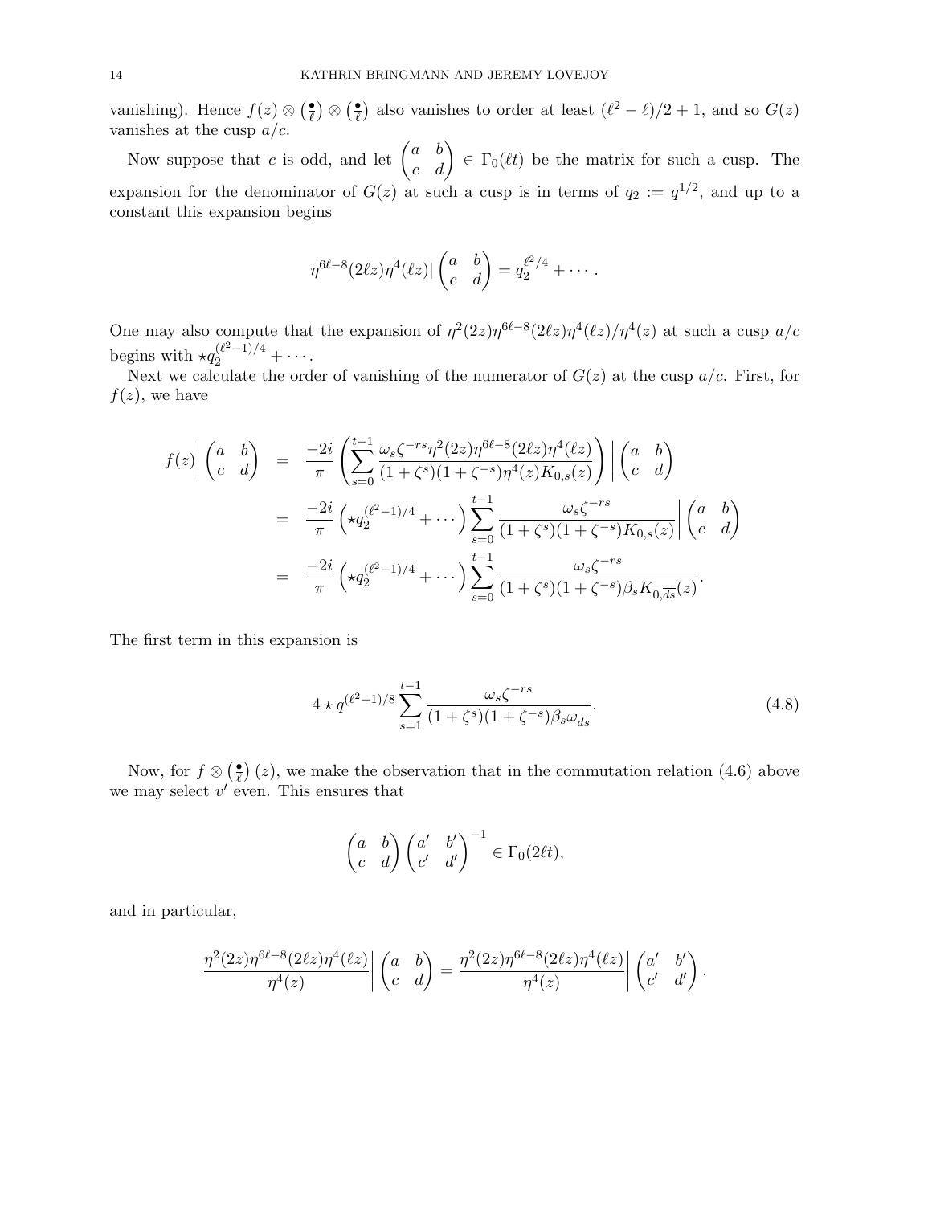vanishing). Hence $f(z) \otimes \left(\frac{\bullet}{\ell}\right) \otimes \left(\frac{\bullet}{\ell}\right)$ also vanishes to order at least $(\ell^2 - \ell)/2 + 1$, and so $G(z)$ vanishes at the cusp $a/c$.

Now suppose that $c$ is odd, and let $\begin{pmatrix} a & b \\ c & d \end{pmatrix} \in \Gamma_0(\ell t)$ be the matrix for such a cusp. The expansion for the denominator of $G(z)$ at such a cusp is in terms of $q_2 := q^{1/2}$, and up to a constant this expansion begins

$$\eta^{6\ell-8}(2\ell z)\eta^4(\ell z) | \begin{pmatrix} a & b \\ c & d \end{pmatrix} = q_2^{\ell^2/4} + \cdots .$$

One may also compute that the expansion of $\eta^2(2z)\eta^{6\ell-8}(2\ell z)\eta^4(\ell z)/\eta^4(z)$ at such a cusp $a/c$ begins with $\star q_2^{(\ell^2-1)/4} + \cdots$.

Next we calculate the order of vanishing of the numerator of $G(z)$ at the cusp $a/c$. First, for $f(z)$, we have

$$\begin{aligned}
f(z)\bigg| \begin{pmatrix} a & b \\ c & d \end{pmatrix} &= \frac{-2i}{\pi} \left( \sum_{s=0}^{t-1} \frac{\omega_s \zeta^{-rs} \eta^2(2z)\eta^{6\ell-8}(2\ell z)\eta^4(\ell z)}{(1+\zeta^s)(1+\zeta^{-s})\eta^4(z) K_{0,s}(z)} \right) \bigg| \begin{pmatrix} a & b \\ c & d \end{pmatrix} \\
&= \frac{-2i}{\pi} \left( \star q_2^{(\ell^2-1)/4} + \cdots \right) \sum_{s=0}^{t-1} \frac{\omega_s \zeta^{-rs}}{(1+\zeta^s)(1+\zeta^{-s}) K_{0,s}(z)} \bigg| \begin{pmatrix} a & b \\ c & d \end{pmatrix} \\
&= \frac{-2i}{\pi} \left( \star q_2^{(\ell^2-1)/4} + \cdots \right) \sum_{s=0}^{t-1} \frac{\omega_s \zeta^{-rs}}{(1+\zeta^s)(1+\zeta^{-s}) \beta_s K_{0,\overline{ds}}(z)}.
\end{aligned}$$

The first term in this expansion is

$$4 \star q^{(\ell^2-1)/8} \sum_{s=1}^{t-1} \frac{\omega_s \zeta^{-rs}}{(1+\zeta^s)(1+\zeta^{-s}) \beta_s \omega_{\overline{ds}}}. \tag{4.8}$$

Now, for $f \otimes \left(\frac{\bullet}{\ell}\right)(z)$, we make the observation that in the commutation relation (4.6) above we may select $v'$ even. This ensures that

$$\begin{pmatrix} a & b \\ c & d \end{pmatrix} \begin{pmatrix} a' & b' \\ c' & d' \end{pmatrix}^{-1} \in \Gamma_0(2\ell t),$$

and in particular,

$$\frac{\eta^2(2z)\eta^{6\ell-8}(2\ell z)\eta^4(\ell z)}{\eta^4(z)} \bigg| \begin{pmatrix} a & b \\ c & d \end{pmatrix} = \frac{\eta^2(2z)\eta^{6\ell-8}(2\ell z)\eta^4(\ell z)}{\eta^4(z)} \bigg| \begin{pmatrix} a' & b' \\ c' & d' \end{pmatrix}.$$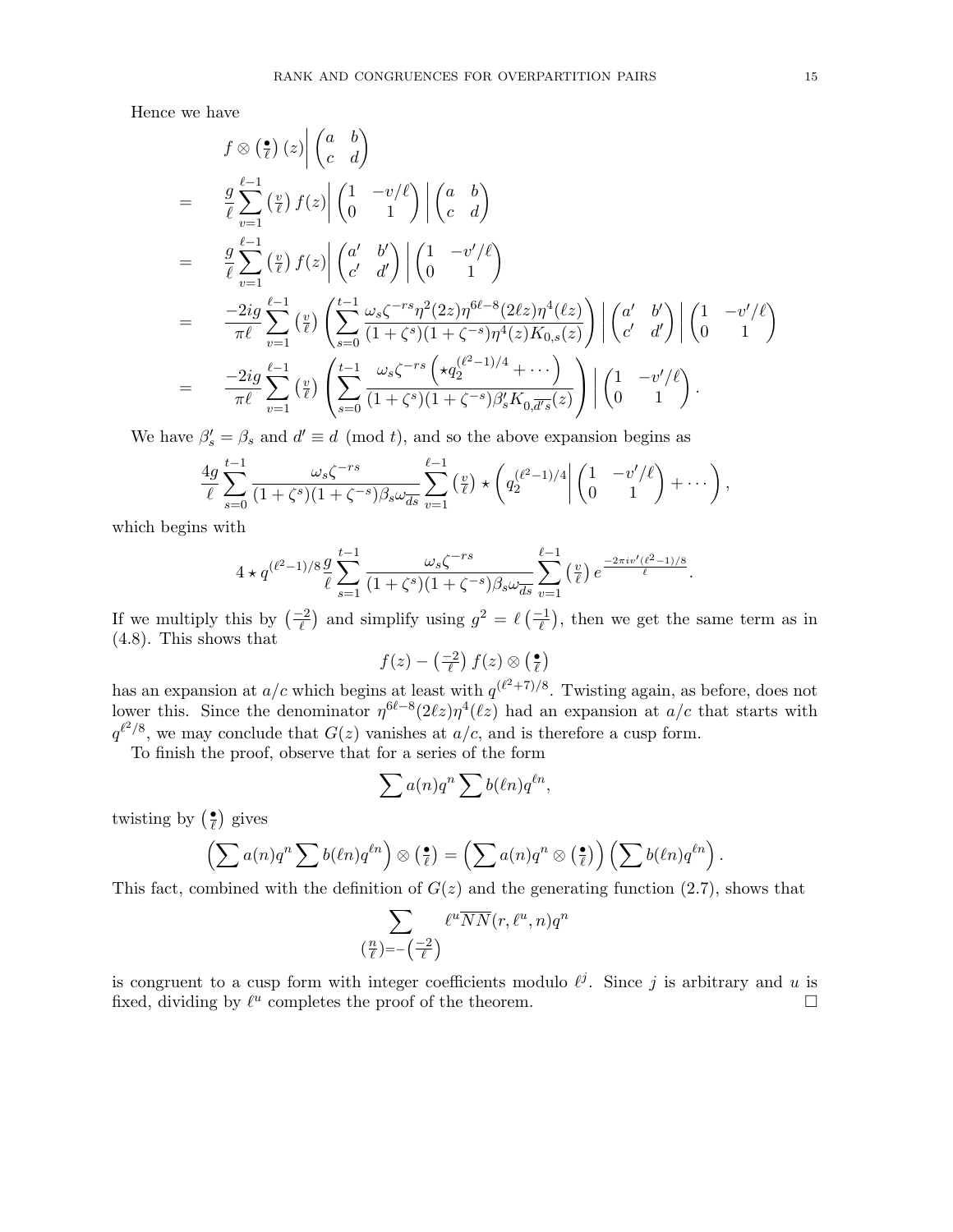Hence we have

$$
\begin{aligned}
& f \otimes \left(\tfrac{\bullet}{\ell}\right)(z)\bigg| \begin{pmatrix} a & b \\ c & d \end{pmatrix} \\
= \quad & \frac{g}{\ell} \sum_{v=1}^{\ell-1} \left(\tfrac{v}{\ell}\right) f(z)\bigg| \begin{pmatrix} 1 & -v/\ell \\ 0 & 1 \end{pmatrix} \bigg| \begin{pmatrix} a & b \\ c & d \end{pmatrix} \\
= \quad & \frac{g}{\ell} \sum_{v=1}^{\ell-1} \left(\tfrac{v}{\ell}\right) f(z)\bigg| \begin{pmatrix} a' & b' \\ c' & d' \end{pmatrix} \bigg| \begin{pmatrix} 1 & -v'/\ell \\ 0 & 1 \end{pmatrix} \\
= \quad & \frac{-2ig}{\pi\ell} \sum_{v=1}^{\ell-1} \left(\tfrac{v}{\ell}\right) \left( \sum_{s=0}^{t-1} \frac{\omega_s \zeta^{-rs} \eta^2(2z)\eta^{6\ell-8}(2\ell z)\eta^4(\ell z)}{(1+\zeta^s)(1+\zeta^{-s})\eta^4(z)K_{0,s}(z)} \right) \bigg| \begin{pmatrix} a' & b' \\ c' & d' \end{pmatrix} \bigg| \begin{pmatrix} 1 & -v'/\ell \\ 0 & 1 \end{pmatrix} \\
= \quad & \frac{-2ig}{\pi\ell} \sum_{v=1}^{\ell-1} \left(\tfrac{v}{\ell}\right) \left( \sum_{s=0}^{t-1} \frac{\omega_s \zeta^{-rs} \left( \star q_2^{(\ell^2-1)/4} + \cdots \right)}{(1+\zeta^s)(1+\zeta^{-s})\beta_s' K_{0,\overline{d's}}(z)} \right) \bigg| \begin{pmatrix} 1 & -v'/\ell \\ 0 & 1 \end{pmatrix}.
\end{aligned}
$$

We have $\beta_s' = \beta_s$ and $d' \equiv d \pmod{t}$, and so the above expansion begins as

$$
\frac{4g}{\ell} \sum_{s=0}^{t-1} \frac{\omega_s \zeta^{-rs}}{(1+\zeta^s)(1+\zeta^{-s})\beta_s \omega_{\overline{ds}}} \sum_{v=1}^{\ell-1} \left(\tfrac{v}{\ell}\right) \star \left( q_2^{(\ell^2-1)/4} \bigg| \begin{pmatrix} 1 & -v'/\ell \\ 0 & 1 \end{pmatrix} + \cdots \right),
$$

which begins with

$$
4 \star q^{(\ell^2-1)/8} \frac{g}{\ell} \sum_{s=1}^{t-1} \frac{\omega_s \zeta^{-rs}}{(1+\zeta^s)(1+\zeta^{-s})\beta_s \omega_{\overline{ds}}} \sum_{v=1}^{\ell-1} \left(\tfrac{v}{\ell}\right) e^{\frac{-2\pi i v'(\ell^2-1)/8}{\ell}}.
$$

If we multiply this by $\left(\frac{-2}{\ell}\right)$ and simplify using $g^2 = \ell\left(\frac{-1}{\ell}\right)$, then we get the same term as in (4.8). This shows that

$$
f(z) - \left(\tfrac{-2}{\ell}\right) f(z) \otimes \left(\tfrac{\bullet}{\ell}\right)
$$

has an expansion at $a/c$ which begins at least with $q^{(\ell^2+7)/8}$. Twisting again, as before, does not lower this. Since the denominator $\eta^{6\ell-8}(2\ell z)\eta^4(\ell z)$ had an expansion at $a/c$ that starts with $q^{\ell^2/8}$, we may conclude that $G(z)$ vanishes at $a/c$, and is therefore a cusp form.

To finish the proof, observe that for a series of the form

$$
\sum a(n) q^n \sum b(\ell n) q^{\ell n},
$$

twisting by $\left(\frac{\bullet}{\ell}\right)$ gives

$$
\left( \sum a(n) q^n \sum b(\ell n) q^{\ell n} \right) \otimes \left(\tfrac{\bullet}{\ell}\right) = \left( \sum a(n) q^n \otimes \left(\tfrac{\bullet}{\ell}\right) \right) \left( \sum b(\ell n) q^{\ell n} \right).
$$

This fact, combined with the definition of $G(z)$ and the generating function (2.7), shows that

$$
\sum_{\left(\frac{n}{\ell}\right) = -\left(\frac{-2}{\ell}\right)} \ell^u \overline{NN}(r, \ell^u, n) q^n
$$

is congruent to a cusp form with integer coefficients modulo $\ell^j$. Since $j$ is arbitrary and $u$ is fixed, dividing by $\ell^u$ completes the proof of the theorem. $\square$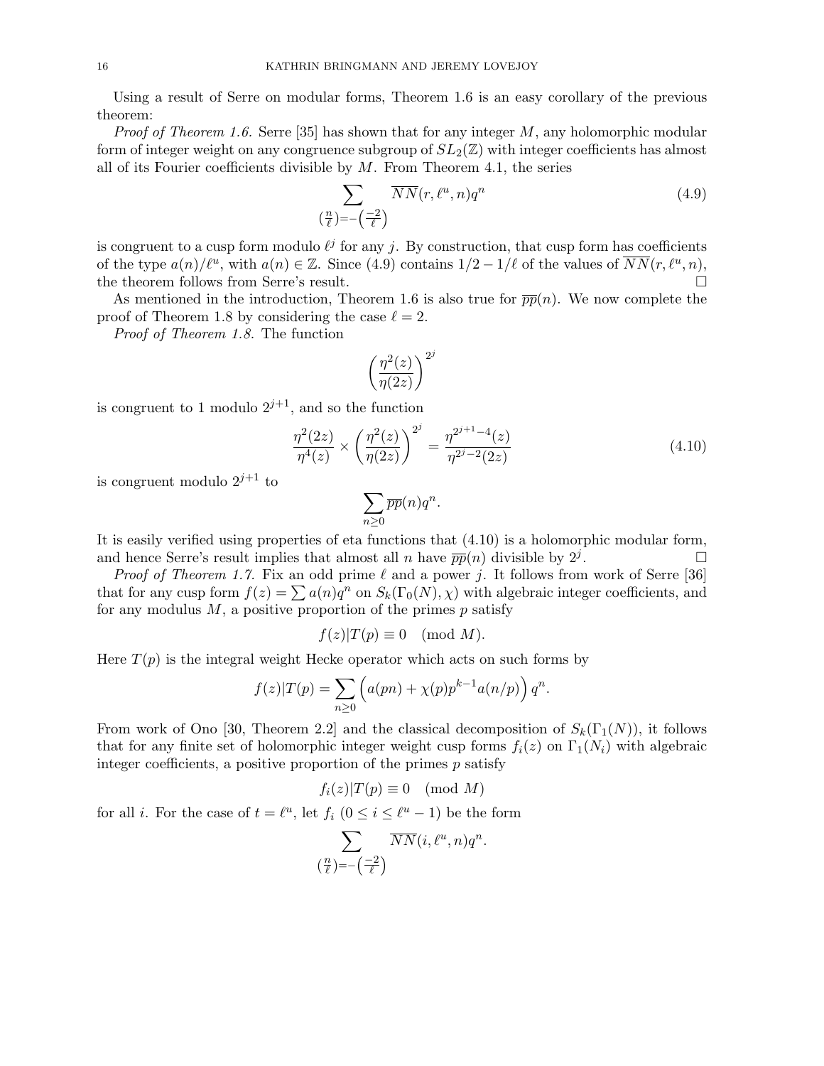Using a result of Serre on modular forms, Theorem 1.6 is an easy corollary of the previous theorem:

*Proof of Theorem 1.6.* Serre [35] has shown that for any integer $M$, any holomorphic modular form of integer weight on any congruence subgroup of $SL_2(\mathbb{Z})$ with integer coefficients has almost all of its Fourier coefficients divisible by $M$. From Theorem 4.1, the series

$$\sum_{\left(\frac{n}{\ell}\right)=-\left(\frac{-2}{\ell}\right)} \overline{NN}(r,\ell^u,n)q^n \tag{4.9}$$

is congruent to a cusp form modulo $\ell^j$ for any $j$. By construction, that cusp form has coefficients of the type $a(n)/\ell^u$, with $a(n) \in \mathbb{Z}$. Since (4.9) contains $1/2 - 1/\ell$ of the values of $\overline{NN}(r,\ell^u,n)$, the theorem follows from Serre's result. $\square$

As mentioned in the introduction, Theorem 1.6 is also true for $\overline{pp}(n)$. We now complete the proof of Theorem 1.8 by considering the case $\ell = 2$.

*Proof of Theorem 1.8.* The function

$$\left(\frac{\eta^2(z)}{\eta(2z)}\right)^{2^j}$$

is congruent to 1 modulo $2^{j+1}$, and so the function

$$\frac{\eta^2(2z)}{\eta^4(z)} \times \left(\frac{\eta^2(z)}{\eta(2z)}\right)^{2^j} = \frac{\eta^{2^{j+1}-4}(z)}{\eta^{2^j-2}(2z)} \tag{4.10}$$

is congruent modulo $2^{j+1}$ to

$$\sum_{n\geq 0} \overline{pp}(n)q^n.$$

It is easily verified using properties of eta functions that (4.10) is a holomorphic modular form, and hence Serre's result implies that almost all $n$ have $\overline{pp}(n)$ divisible by $2^j$. $\square$

*Proof of Theorem 1.7.* Fix an odd prime $\ell$ and a power $j$. It follows from work of Serre [36] that for any cusp form $f(z) = \sum a(n)q^n$ on $S_k(\Gamma_0(N),\chi)$ with algebraic integer coefficients, and for any modulus $M$, a positive proportion of the primes $p$ satisfy

$$f(z)|T(p) \equiv 0 \pmod{M}.$$

Here $T(p)$ is the integral weight Hecke operator which acts on such forms by

$$f(z)|T(p) = \sum_{n\geq 0}\left(a(pn) + \chi(p)p^{k-1}a(n/p)\right)q^n.$$

From work of Ono [30, Theorem 2.2] and the classical decomposition of $S_k(\Gamma_1(N))$, it follows that for any finite set of holomorphic integer weight cusp forms $f_i(z)$ on $\Gamma_1(N_i)$ with algebraic integer coefficients, a positive proportion of the primes $p$ satisfy

$$f_i(z)|T(p) \equiv 0 \pmod{M}$$

for all $i$. For the case of $t = \ell^u$, let $f_i$ ($0 \leq i \leq \ell^u - 1$) be the form

$$\sum_{\left(\frac{n}{\ell}\right)=-\left(\frac{-2}{\ell}\right)} \overline{NN}(i,\ell^u,n)q^n.$$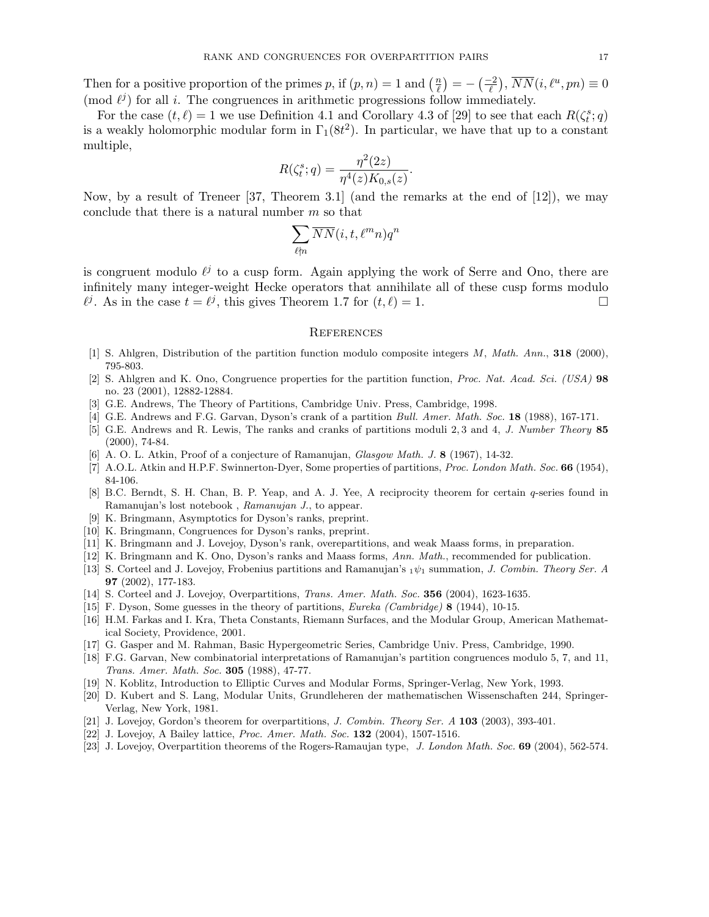Then for a positive proportion of the primes $p$, if $(p,n)=1$ and $\left(\frac{n}{\ell}\right) = -\left(\frac{-2}{\ell}\right)$, $\overline{NN}(i, \ell^u, pn) \equiv 0 \pmod{\ell^j}$ for all $i$. The congruences in arithmetic progressions follow immediately.

For the case $(t,\ell)=1$ we use Definition 4.1 and Corollary 4.3 of [29] to see that each $R(\zeta_t^s; q)$ is a weakly holomorphic modular form in $\Gamma_1(8t^2)$. In particular, we have that up to a constant multiple,

$$R(\zeta_t^s; q) = \frac{\eta^2(2z)}{\eta^4(z) K_{0,s}(z)}.$$

Now, by a result of Treneer [37, Theorem 3.1] (and the remarks at the end of [12]), we may conclude that there is a natural number $m$ so that

$$\sum_{\ell \nmid n} \overline{NN}(i, t, \ell^m n) q^n$$

is congruent modulo $\ell^j$ to a cusp form. Again applying the work of Serre and Ono, there are infinitely many integer-weight Hecke operators that annihilate all of these cusp forms modulo $\ell^j$. As in the case $t = \ell^j$, this gives Theorem 1.7 for $(t,\ell)=1$. $\square$

## References

[1] S. Ahlgren, Distribution of the partition function modulo composite integers $M$, *Math. Ann.*, **318** (2000), 795-803.

[2] S. Ahlgren and K. Ono, Congruence properties for the partition function, *Proc. Nat. Acad. Sci. (USA)* **98** no. 23 (2001), 12882-12884.

[3] G.E. Andrews, The Theory of Partitions, Cambridge Univ. Press, Cambridge, 1998.

[4] G.E. Andrews and F.G. Garvan, Dyson's crank of a partition *Bull. Amer. Math. Soc.* **18** (1988), 167-171.

[5] G.E. Andrews and R. Lewis, The ranks and cranks of partitions moduli 2, 3 and 4, *J. Number Theory* **85** (2000), 74-84.

[6] A. O. L. Atkin, Proof of a conjecture of Ramanujan, *Glasgow Math. J.* **8** (1967), 14-32.

[7] A.O.L. Atkin and H.P.F. Swinnerton-Dyer, Some properties of partitions, *Proc. London Math. Soc.* **66** (1954), 84-106.

[8] B.C. Berndt, S. H. Chan, B. P. Yeap, and A. J. Yee, A reciprocity theorem for certain $q$-series found in Ramanujan's lost notebook , *Ramanujan J.*, to appear.

[9] K. Bringmann, Asymptotics for Dyson's ranks, preprint.

[10] K. Bringmann, Congruences for Dyson's ranks, preprint.

[11] K. Bringmann and J. Lovejoy, Dyson's rank, overepartitions, and weak Maass forms, in preparation.

[12] K. Bringmann and K. Ono, Dyson's ranks and Maass forms, *Ann. Math.*, recommended for publication.

[13] S. Corteel and J. Lovejoy, Frobenius partitions and Ramanujan's ${}_1\psi_1$ summation, *J. Combin. Theory Ser. A* **97** (2002), 177-183.

[14] S. Corteel and J. Lovejoy, Overpartitions, *Trans. Amer. Math. Soc.* **356** (2004), 1623-1635.

[15] F. Dyson, Some guesses in the theory of partitions, *Eureka (Cambridge)* **8** (1944), 10-15.

[16] H.M. Farkas and I. Kra, Theta Constants, Riemann Surfaces, and the Modular Group, American Mathematical Society, Providence, 2001.

[17] G. Gasper and M. Rahman, Basic Hypergeometric Series, Cambridge Univ. Press, Cambridge, 1990.

[18] F.G. Garvan, New combinatorial interpretations of Ramanujan's partition congruences modulo 5, 7, and 11, *Trans. Amer. Math. Soc.* **305** (1988), 47-77.

[19] N. Koblitz, Introduction to Elliptic Curves and Modular Forms, Springer-Verlag, New York, 1993.

[20] D. Kubert and S. Lang, Modular Units, Grundleheren der mathematischen Wissenschaften 244, Springer-Verlag, New York, 1981.

[21] J. Lovejoy, Gordon's theorem for overpartitions, *J. Combin. Theory Ser. A* **103** (2003), 393-401.

[22] J. Lovejoy, A Bailey lattice, *Proc. Amer. Math. Soc.* **132** (2004), 1507-1516.

[23] J. Lovejoy, Overpartition theorems of the Rogers-Ramaujan type, *J. London Math. Soc.* **69** (2004), 562-574.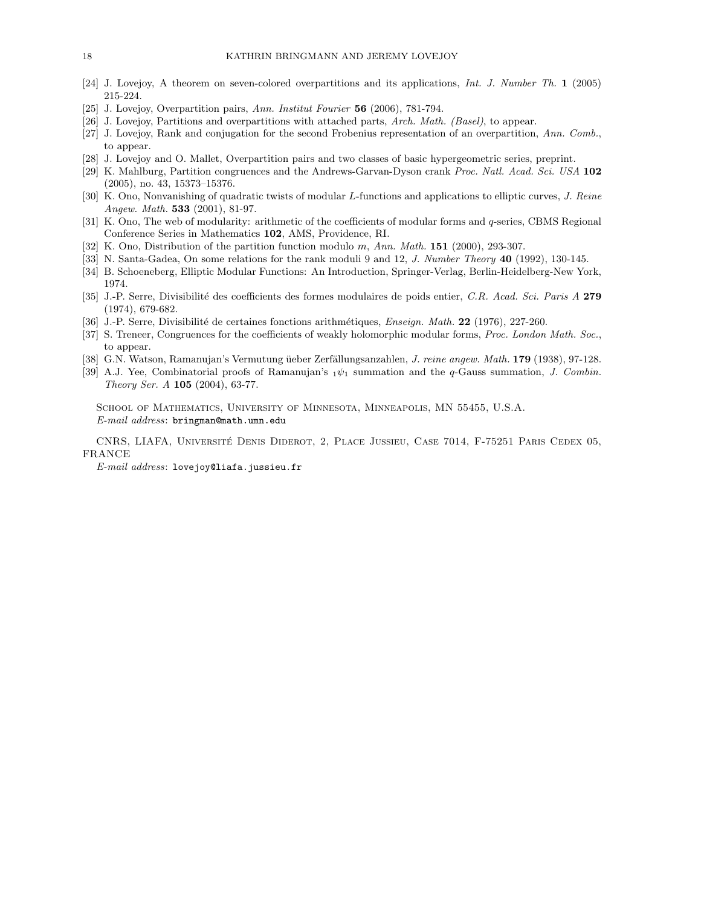[24] J. Lovejoy, A theorem on seven-colored overpartitions and its applications, *Int. J. Number Th.* **1** (2005) 215-224.

[25] J. Lovejoy, Overpartition pairs, *Ann. Institut Fourier* **56** (2006), 781-794.

[26] J. Lovejoy, Partitions and overpartitions with attached parts, *Arch. Math. (Basel)*, to appear.

[27] J. Lovejoy, Rank and conjugation for the second Frobenius representation of an overpartition, *Ann. Comb.*, to appear.

[28] J. Lovejoy and O. Mallet, Overpartition pairs and two classes of basic hypergeometric series, preprint.

[29] K. Mahlburg, Partition congruences and the Andrews-Garvan-Dyson crank *Proc. Natl. Acad. Sci. USA* **102** (2005), no. 43, 15373–15376.

[30] K. Ono, Nonvanishing of quadratic twists of modular $L$-functions and applications to elliptic curves, *J. Reine Angew. Math.* **533** (2001), 81-97.

[31] K. Ono, The web of modularity: arithmetic of the coefficients of modular forms and $q$-series, CBMS Regional Conference Series in Mathematics **102**, AMS, Providence, RI.

[32] K. Ono, Distribution of the partition function modulo $m$, *Ann. Math.* **151** (2000), 293-307.

[33] N. Santa-Gadea, On some relations for the rank moduli 9 and 12, *J. Number Theory* **40** (1992), 130-145.

[34] B. Schoeneberg, Elliptic Modular Functions: An Introduction, Springer-Verlag, Berlin-Heidelberg-New York, 1974.

[35] J.-P. Serre, Divisibilité des coefficients des formes modulaires de poids entier, *C.R. Acad. Sci. Paris A* **279** (1974), 679-682.

[36] J.-P. Serre, Divisibilité de certaines fonctions arithmétiques, *Enseign. Math.* **22** (1976), 227-260.

[37] S. Treneer, Congruences for the coefficients of weakly holomorphic modular forms, *Proc. London Math. Soc.*, to appear.

[38] G.N. Watson, Ramanujan's Vermutung üeber Zerfällungsanzahlen, *J. reine angew. Math.* **179** (1938), 97-128.

[39] A.J. Yee, Combinatorial proofs of Ramanujan's ${}_1\psi_1$ summation and the $q$-Gauss summation, *J. Combin. Theory Ser. A* **105** (2004), 63-77.

School of Mathematics, University of Minnesota, Minneapolis, MN 55455, U.S.A.
*E-mail address*: bringman@math.umn.edu

CNRS, LIAFA, Université Denis Diderot, 2, Place Jussieu, Case 7014, F-75251 Paris Cedex 05, FRANCE
*E-mail address*: lovejoy@liafa.jussieu.fr